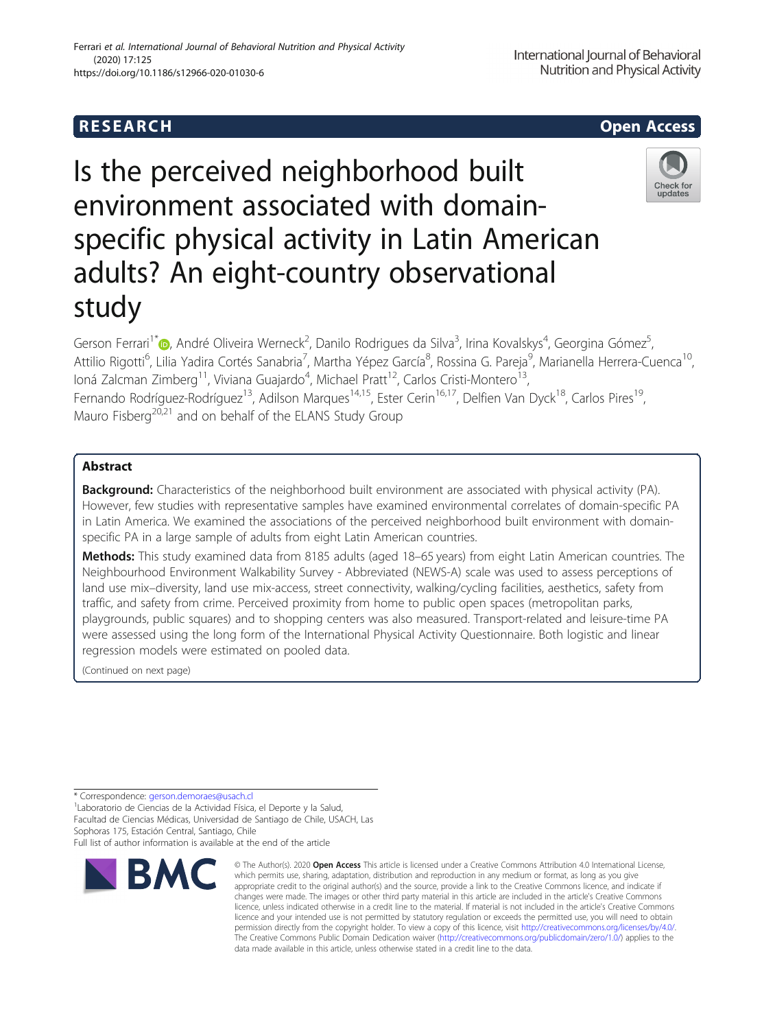RESEARCH

Open Access

# Is the perceived neighborhood built environment associated with domain-specific physical activity in Latin American adults? An eight-country observational study

Gerson Ferrari[1*], André Oliveira Werneck[2], Danilo Rodrigues da Silva[3], Irina Kovalskys[4], Georgina Gómez[5], Attilio Rigotti[6], Lilia Yadira Cortés Sanabria[7], Martha Yépez García[8], Rossina G. Pareja[9], Marianella Herrera-Cuenca[10], Ioná Zalcman Zimberg[11], Viviana Guajardo[4], Michael Pratt[12], Carlos Cristi-Montero[13], Fernando Rodríguez-Rodríguez[13], Adilson Marques[14,15], Ester Cerin[16,17], Delfien Van Dyck[18], Carlos Pires[19], Mauro Fisberg[20,21] and on behalf of the ELANS Study Group

## Abstract

**Background:** Characteristics of the neighborhood built environment are associated with physical activity (PA). However, few studies with representative samples have examined environmental correlates of domain-specific PA in Latin America. We examined the associations of the perceived neighborhood built environment with domain-specific PA in a large sample of adults from eight Latin American countries.

**Methods:** This study examined data from 8185 adults (aged 18–65 years) from eight Latin American countries. The Neighbourhood Environment Walkability Survey - Abbreviated (NEWS-A) scale was used to assess perceptions of land use mix–diversity, land use mix-access, street connectivity, walking/cycling facilities, aesthetics, safety from traffic, and safety from crime. Perceived proximity from home to public open spaces (metropolitan parks, playgrounds, public squares) and to shopping centers was also measured. Transport-related and leisure-time PA were assessed using the long form of the International Physical Activity Questionnaire. Both logistic and linear regression models were estimated on pooled data.

(Continued on next page)

\* Correspondence: gerson.demoraes@usach.cl
[1]Laboratorio de Ciencias de la Actividad Física, el Deporte y la Salud, Facultad de Ciencias Médicas, Universidad de Santiago de Chile, USACH, Las Sophoras 175, Estación Central, Santiago, Chile
Full list of author information is available at the end of the article

© The Author(s). 2020 **Open Access** This article is licensed under a Creative Commons Attribution 4.0 International License, which permits use, sharing, adaptation, distribution and reproduction in any medium or format, as long as you give appropriate credit to the original author(s) and the source, provide a link to the Creative Commons licence, and indicate if changes were made. The images or other third party material in this article are included in the article's Creative Commons licence, unless indicated otherwise in a credit line to the material. If material is not included in the article's Creative Commons licence and your intended use is not permitted by statutory regulation or exceeds the permitted use, you will need to obtain permission directly from the copyright holder. To view a copy of this licence, visit http://creativecommons.org/licenses/by/4.0/. The Creative Commons Public Domain Dedication waiver (http://creativecommons.org/publicdomain/zero/1.0/) applies to the data made available in this article, unless otherwise stated in a credit line to the data.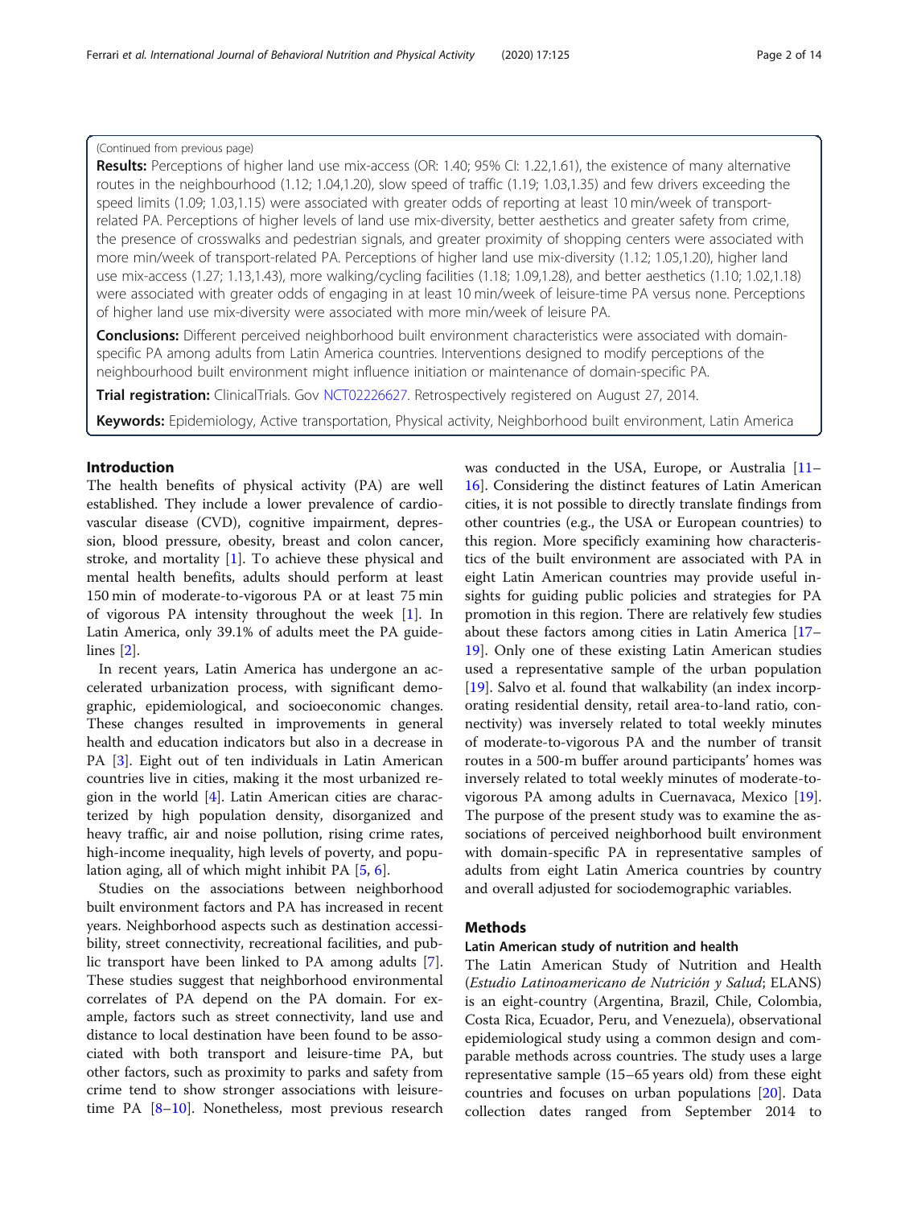(Continued from previous page)

**Results:** Perceptions of higher land use mix-access (OR: 1.40; 95% CI: 1.22,1.61), the existence of many alternative routes in the neighbourhood (1.12; 1.04,1.20), slow speed of traffic (1.19; 1.03,1.35) and few drivers exceeding the speed limits (1.09; 1.03,1.15) were associated with greater odds of reporting at least 10 min/week of transport-related PA. Perceptions of higher levels of land use mix-diversity, better aesthetics and greater safety from crime, the presence of crosswalks and pedestrian signals, and greater proximity of shopping centers were associated with more min/week of transport-related PA. Perceptions of higher land use mix-diversity (1.12; 1.05,1.20), higher land use mix-access (1.27; 1.13,1.43), more walking/cycling facilities (1.18; 1.09,1.28), and better aesthetics (1.10; 1.02,1.18) were associated with greater odds of engaging in at least 10 min/week of leisure-time PA versus none. Perceptions of higher land use mix-diversity were associated with more min/week of leisure PA.

**Conclusions:** Different perceived neighborhood built environment characteristics were associated with domain-specific PA among adults from Latin America countries. Interventions designed to modify perceptions of the neighbourhood built environment might influence initiation or maintenance of domain-specific PA.

**Trial registration:** ClinicalTrials. Gov NCT02226627. Retrospectively registered on August 27, 2014.

**Keywords:** Epidemiology, Active transportation, Physical activity, Neighborhood built environment, Latin America

## Introduction

The health benefits of physical activity (PA) are well established. They include a lower prevalence of cardiovascular disease (CVD), cognitive impairment, depression, blood pressure, obesity, breast and colon cancer, stroke, and mortality [1]. To achieve these physical and mental health benefits, adults should perform at least 150 min of moderate-to-vigorous PA or at least 75 min of vigorous PA intensity throughout the week [1]. In Latin America, only 39.1% of adults meet the PA guidelines [2].

In recent years, Latin America has undergone an accelerated urbanization process, with significant demographic, epidemiological, and socioeconomic changes. These changes resulted in improvements in general health and education indicators but also in a decrease in PA [3]. Eight out of ten individuals in Latin American countries live in cities, making it the most urbanized region in the world [4]. Latin American cities are characterized by high population density, disorganized and heavy traffic, air and noise pollution, rising crime rates, high-income inequality, high levels of poverty, and population aging, all of which might inhibit PA [5, 6].

Studies on the associations between neighborhood built environment factors and PA has increased in recent years. Neighborhood aspects such as destination accessibility, street connectivity, recreational facilities, and public transport have been linked to PA among adults [7]. These studies suggest that neighborhood environmental correlates of PA depend on the PA domain. For example, factors such as street connectivity, land use and distance to local destination have been found to be associated with both transport and leisure-time PA, but other factors, such as proximity to parks and safety from crime tend to show stronger associations with leisure-time PA [8–10]. Nonetheless, most previous research was conducted in the USA, Europe, or Australia [11–16]. Considering the distinct features of Latin American cities, it is not possible to directly translate findings from other countries (e.g., the USA or European countries) to this region. More specificly examining how characteristics of the built environment are associated with PA in eight Latin American countries may provide useful insights for guiding public policies and strategies for PA promotion in this region. There are relatively few studies about these factors among cities in Latin America [17–19]. Only one of these existing Latin American studies used a representative sample of the urban population [19]. Salvo et al. found that walkability (an index incorporating residential density, retail area-to-land ratio, connectivity) was inversely related to total weekly minutes of moderate-to-vigorous PA and the number of transit routes in a 500-m buffer around participants' homes was inversely related to total weekly minutes of moderate-to-vigorous PA among adults in Cuernavaca, Mexico [19]. The purpose of the present study was to examine the associations of perceived neighborhood built environment with domain-specific PA in representative samples of adults from eight Latin America countries by country and overall adjusted for sociodemographic variables.

## Methods

### Latin American study of nutrition and health

The Latin American Study of Nutrition and Health (*Estudio Latinoamericano de Nutrición y Salud*; ELANS) is an eight-country (Argentina, Brazil, Chile, Colombia, Costa Rica, Ecuador, Peru, and Venezuela), observational epidemiological study using a common design and comparable methods across countries. The study uses a large representative sample (15–65 years old) from these eight countries and focuses on urban populations [20]. Data collection dates ranged from September 2014 to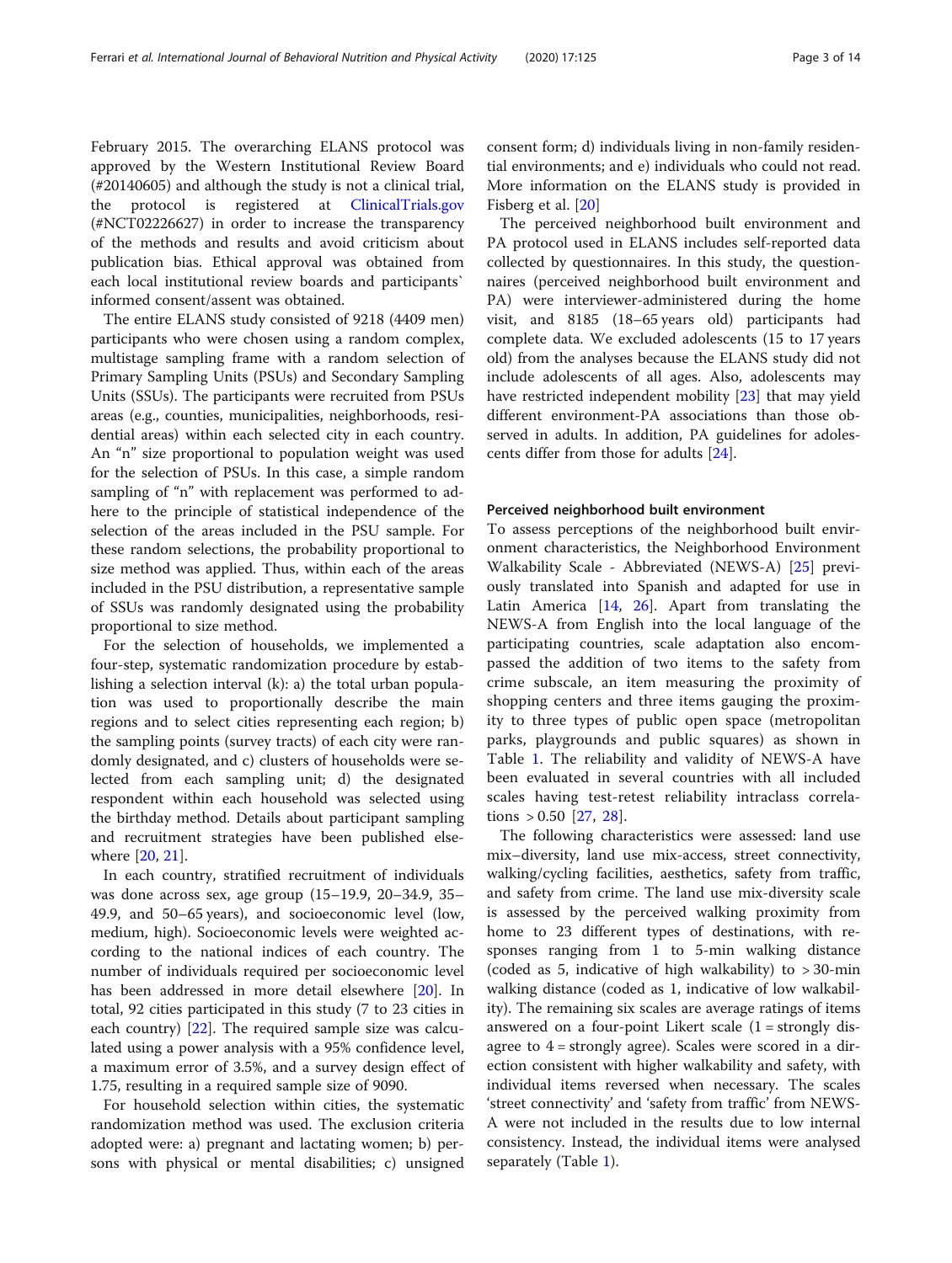February 2015. The overarching ELANS protocol was approved by the Western Institutional Review Board (#20140605) and although the study is not a clinical trial, the protocol is registered at ClinicalTrials.gov (#NCT02226627) in order to increase the transparency of the methods and results and avoid criticism about publication bias. Ethical approval was obtained from each local institutional review boards and participants` informed consent/assent was obtained.

The entire ELANS study consisted of 9218 (4409 men) participants who were chosen using a random complex, multistage sampling frame with a random selection of Primary Sampling Units (PSUs) and Secondary Sampling Units (SSUs). The participants were recruited from PSUs areas (e.g., counties, municipalities, neighborhoods, residential areas) within each selected city in each country. An "n" size proportional to population weight was used for the selection of PSUs. In this case, a simple random sampling of "n" with replacement was performed to adhere to the principle of statistical independence of the selection of the areas included in the PSU sample. For these random selections, the probability proportional to size method was applied. Thus, within each of the areas included in the PSU distribution, a representative sample of SSUs was randomly designated using the probability proportional to size method.

For the selection of households, we implemented a four-step, systematic randomization procedure by establishing a selection interval (k): a) the total urban population was used to proportionally describe the main regions and to select cities representing each region; b) the sampling points (survey tracts) of each city were randomly designated, and c) clusters of households were selected from each sampling unit; d) the designated respondent within each household was selected using the birthday method. Details about participant sampling and recruitment strategies have been published elsewhere [20, 21].

In each country, stratified recruitment of individuals was done across sex, age group (15–19.9, 20–34.9, 35–49.9, and 50–65 years), and socioeconomic level (low, medium, high). Socioeconomic levels were weighted according to the national indices of each country. The number of individuals required per socioeconomic level has been addressed in more detail elsewhere [20]. In total, 92 cities participated in this study (7 to 23 cities in each country) [22]. The required sample size was calculated using a power analysis with a 95% confidence level, a maximum error of 3.5%, and a survey design effect of 1.75, resulting in a required sample size of 9090.

For household selection within cities, the systematic randomization method was used. The exclusion criteria adopted were: a) pregnant and lactating women; b) persons with physical or mental disabilities; c) unsigned consent form; d) individuals living in non-family residential environments; and e) individuals who could not read. More information on the ELANS study is provided in Fisberg et al. [20]

The perceived neighborhood built environment and PA protocol used in ELANS includes self-reported data collected by questionnaires. In this study, the questionnaires (perceived neighborhood built environment and PA) were interviewer-administered during the home visit, and 8185 (18–65 years old) participants had complete data. We excluded adolescents (15 to 17 years old) from the analyses because the ELANS study did not include adolescents of all ages. Also, adolescents may have restricted independent mobility [23] that may yield different environment-PA associations than those observed in adults. In addition, PA guidelines for adolescents differ from those for adults [24].

### Perceived neighborhood built environment

To assess perceptions of the neighborhood built environment characteristics, the Neighborhood Environment Walkability Scale - Abbreviated (NEWS-A) [25] previously translated into Spanish and adapted for use in Latin America [14, 26]. Apart from translating the NEWS-A from English into the local language of the participating countries, scale adaptation also encompassed the addition of two items to the safety from crime subscale, an item measuring the proximity of shopping centers and three items gauging the proximity to three types of public open space (metropolitan parks, playgrounds and public squares) as shown in Table 1. The reliability and validity of NEWS-A have been evaluated in several countries with all included scales having test-retest reliability intraclass correlations > 0.50 [27, 28].

The following characteristics were assessed: land use mix–diversity, land use mix-access, street connectivity, walking/cycling facilities, aesthetics, safety from traffic, and safety from crime. The land use mix-diversity scale is assessed by the perceived walking proximity from home to 23 different types of destinations, with responses ranging from 1 to 5-min walking distance (coded as 5, indicative of high walkability) to > 30-min walking distance (coded as 1, indicative of low walkability). The remaining six scales are average ratings of items answered on a four-point Likert scale (1 = strongly disagree to 4 = strongly agree). Scales were scored in a direction consistent with higher walkability and safety, with individual items reversed when necessary. The scales 'street connectivity' and 'safety from traffic' from NEWS-A were not included in the results due to low internal consistency. Instead, the individual items were analysed separately (Table 1).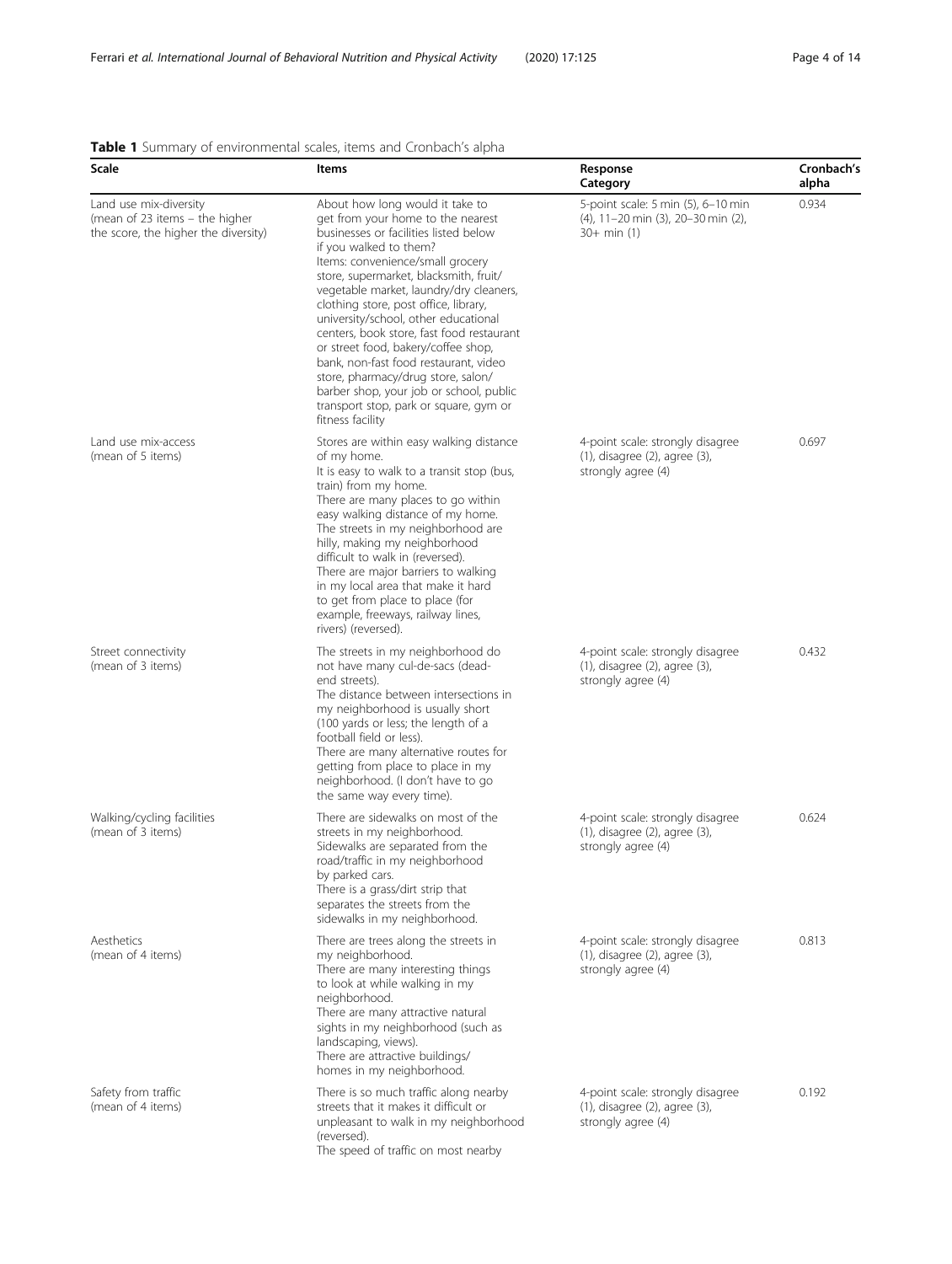**Table 1** Summary of environmental scales, items and Cronbach's alpha

| Scale | Items | Response Category | Cronbach's alpha |
|---|---|---|---|
| Land use mix-diversity (mean of 23 items – the higher the score, the higher the diversity) | About how long would it take to get from your home to the nearest businesses or facilities listed below if you walked to them? Items: convenience/small grocery store, supermarket, blacksmith, fruit/vegetable market, laundry/dry cleaners, clothing store, post office, library, university/school, other educational centers, book store, fast food restaurant or street food, bakery/coffee shop, bank, non-fast food restaurant, video store, pharmacy/drug store, salon/barber shop, your job or school, public transport stop, park or square, gym or fitness facility | 5-point scale: 5 min (5), 6–10 min (4), 11–20 min (3), 20–30 min (2), 30+ min (1) | 0.934 |
| Land use mix-access (mean of 5 items) | Stores are within easy walking distance of my home. It is easy to walk to a transit stop (bus, train) from my home. There are many places to go within easy walking distance of my home. The streets in my neighborhood are hilly, making my neighborhood difficult to walk in (reversed). There are major barriers to walking in my local area that make it hard to get from place to place (for example, freeways, railway lines, rivers) (reversed). | 4-point scale: strongly disagree (1), disagree (2), agree (3), strongly agree (4) | 0.697 |
| Street connectivity (mean of 3 items) | The streets in my neighborhood do not have many cul-de-sacs (dead-end streets). The distance between intersections in my neighborhood is usually short (100 yards or less; the length of a football field or less). There are many alternative routes for getting from place to place in my neighborhood. (I don't have to go the same way every time). | 4-point scale: strongly disagree (1), disagree (2), agree (3), strongly agree (4) | 0.432 |
| Walking/cycling facilities (mean of 3 items) | There are sidewalks on most of the streets in my neighborhood. Sidewalks are separated from the road/traffic in my neighborhood by parked cars. There is a grass/dirt strip that separates the streets from the sidewalks in my neighborhood. | 4-point scale: strongly disagree (1), disagree (2), agree (3), strongly agree (4) | 0.624 |
| Aesthetics (mean of 4 items) | There are trees along the streets in my neighborhood. There are many interesting things to look at while walking in my neighborhood. There are many attractive natural sights in my neighborhood (such as landscaping, views). There are attractive buildings/homes in my neighborhood. | 4-point scale: strongly disagree (1), disagree (2), agree (3), strongly agree (4) | 0.813 |
| Safety from traffic (mean of 4 items) | There is so much traffic along nearby streets that it makes it difficult or unpleasant to walk in my neighborhood (reversed). The speed of traffic on most nearby | 4-point scale: strongly disagree (1), disagree (2), agree (3), strongly agree (4) | 0.192 |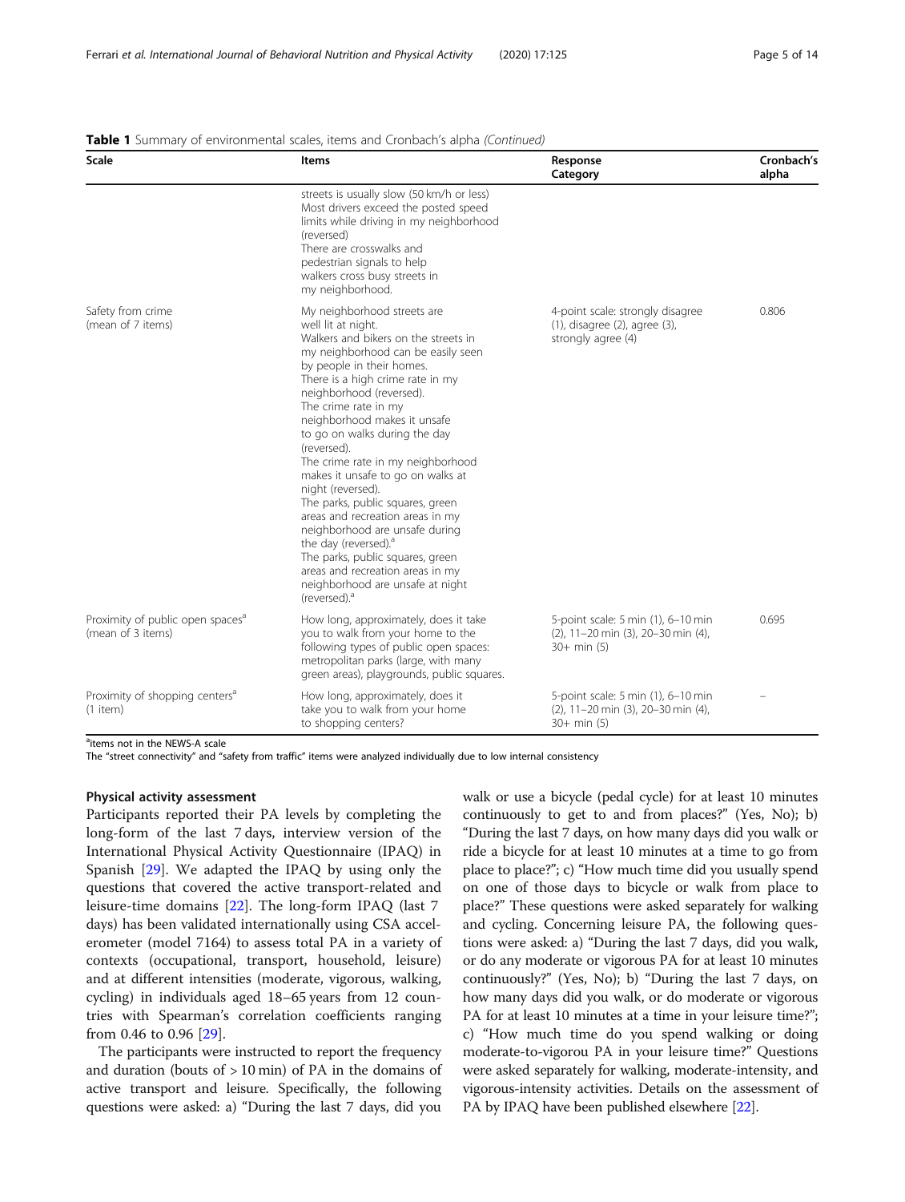**Table 1** Summary of environmental scales, items and Cronbach's alpha *(Continued)*

| Scale | Items | Response Category | Cronbach's alpha |
|---|---|---|---|
| | streets is usually slow (50 km/h or less) Most drivers exceed the posted speed limits while driving in my neighborhood (reversed) There are crosswalks and pedestrian signals to help walkers cross busy streets in my neighborhood. | | |
| Safety from crime (mean of 7 items) | My neighborhood streets are well lit at night. Walkers and bikers on the streets in my neighborhood can be easily seen by people in their homes. There is a high crime rate in my neighborhood (reversed). The crime rate in my neighborhood makes it unsafe to go on walks during the day (reversed). The crime rate in my neighborhood makes it unsafe to go on walks at night (reversed). The parks, public squares, green areas and recreation areas in my neighborhood are unsafe during the day (reversed).[a] The parks, public squares, green areas and recreation areas in my neighborhood are unsafe at night (reversed).[a] | 4-point scale: strongly disagree (1), disagree (2), agree (3), strongly agree (4) | 0.806 |
| Proximity of public open spaces[a] (mean of 3 items) | How long, approximately, does it take you to walk from your home to the following types of public open spaces: metropolitan parks (large, with many green areas), playgrounds, public squares. | 5-point scale: 5 min (1), 6–10 min (2), 11–20 min (3), 20–30 min (4), 30+ min (5) | 0.695 |
| Proximity of shopping centers[a] (1 item) | How long, approximately, does it take you to walk from your home to shopping centers? | 5-point scale: 5 min (1), 6–10 min (2), 11–20 min (3), 20–30 min (4), 30+ min (5) | – |

[a]items not in the NEWS-A scale
The "street connectivity" and "safety from traffic" items were analyzed individually due to low internal consistency

### Physical activity assessment

Participants reported their PA levels by completing the long-form of the last 7 days, interview version of the International Physical Activity Questionnaire (IPAQ) in Spanish [29]. We adapted the IPAQ by using only the questions that covered the active transport-related and leisure-time domains [22]. The long-form IPAQ (last 7 days) has been validated internationally using CSA accelerometer (model 7164) to assess total PA in a variety of contexts (occupational, transport, household, leisure) and at different intensities (moderate, vigorous, walking, cycling) in individuals aged 18–65 years from 12 countries with Spearman's correlation coefficients ranging from 0.46 to 0.96 [29].

The participants were instructed to report the frequency and duration (bouts of > 10 min) of PA in the domains of active transport and leisure. Specifically, the following questions were asked: a) "During the last 7 days, did you walk or use a bicycle (pedal cycle) for at least 10 minutes continuously to get to and from places?" (Yes, No); b) "During the last 7 days, on how many days did you walk or ride a bicycle for at least 10 minutes at a time to go from place to place?"; c) "How much time did you usually spend on one of those days to bicycle or walk from place to place?" These questions were asked separately for walking and cycling. Concerning leisure PA, the following questions were asked: a) "During the last 7 days, did you walk, or do any moderate or vigorous PA for at least 10 minutes continuously?" (Yes, No); b) "During the last 7 days, on how many days did you walk, or do moderate or vigorous PA for at least 10 minutes at a time in your leisure time?"; c) "How much time do you spend walking or doing moderate-to-vigorou PA in your leisure time?" Questions were asked separately for walking, moderate-intensity, and vigorous-intensity activities. Details on the assessment of PA by IPAQ have been published elsewhere [22].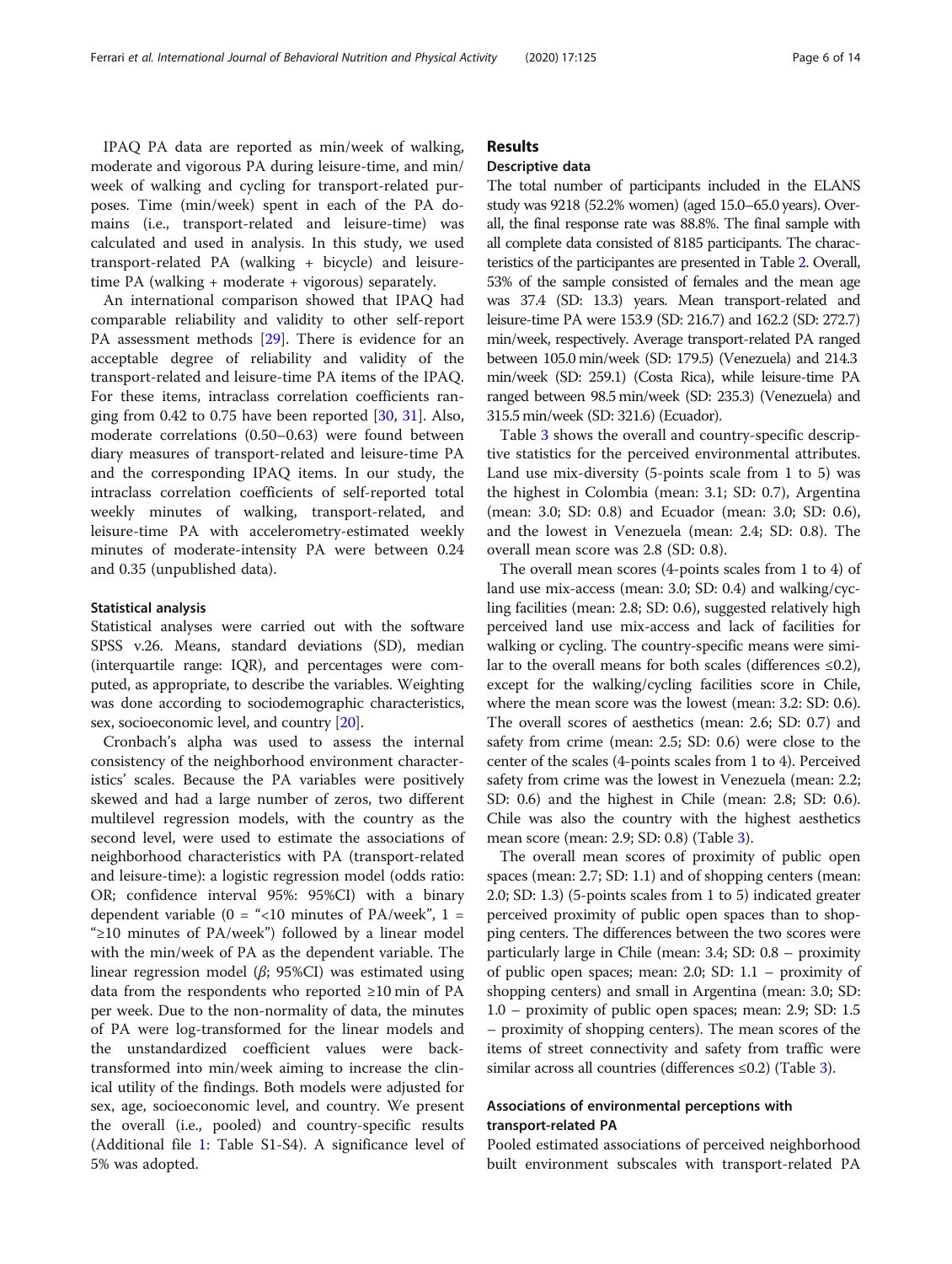IPAQ PA data are reported as min/week of walking, moderate and vigorous PA during leisure-time, and min/week of walking and cycling for transport-related purposes. Time (min/week) spent in each of the PA domains (i.e., transport-related and leisure-time) was calculated and used in analysis. In this study, we used transport-related PA (walking + bicycle) and leisure-time PA (walking + moderate + vigorous) separately.

An international comparison showed that IPAQ had comparable reliability and validity to other self-report PA assessment methods [29]. There is evidence for an acceptable degree of reliability and validity of the transport-related and leisure-time PA items of the IPAQ. For these items, intraclass correlation coefficients ranging from 0.42 to 0.75 have been reported [30, 31]. Also, moderate correlations (0.50–0.63) were found between diary measures of transport-related and leisure-time PA and the corresponding IPAQ items. In our study, the intraclass correlation coefficients of self-reported total weekly minutes of walking, transport-related, and leisure-time PA with accelerometry-estimated weekly minutes of moderate-intensity PA were between 0.24 and 0.35 (unpublished data).

### Statistical analysis

Statistical analyses were carried out with the software SPSS v.26. Means, standard deviations (SD), median (interquartile range: IQR), and percentages were computed, as appropriate, to describe the variables. Weighting was done according to sociodemographic characteristics, sex, socioeconomic level, and country [20].

Cronbach's alpha was used to assess the internal consistency of the neighborhood environment characteristics' scales. Because the PA variables were positively skewed and had a large number of zeros, two different multilevel regression models, with the country as the second level, were used to estimate the associations of neighborhood characteristics with PA (transport-related and leisure-time): a logistic regression model (odds ratio: OR; confidence interval 95%: 95%CI) with a binary dependent variable (0 = "<10 minutes of PA/week", 1 = "≥10 minutes of PA/week") followed by a linear model with the min/week of PA as the dependent variable. The linear regression model (*β*; 95%CI) was estimated using data from the respondents who reported ≥10 min of PA per week. Due to the non-normality of data, the minutes of PA were log-transformed for the linear models and the unstandardized coefficient values were back-transformed into min/week aiming to increase the clinical utility of the findings. Both models were adjusted for sex, age, socioeconomic level, and country. We present the overall (i.e., pooled) and country-specific results (Additional file 1: Table S1-S4). A significance level of 5% was adopted.

## Results

### Descriptive data

The total number of participants included in the ELANS study was 9218 (52.2% women) (aged 15.0–65.0 years). Overall, the final response rate was 88.8%. The final sample with all complete data consisted of 8185 participants. The characteristics of the participantes are presented in Table 2. Overall, 53% of the sample consisted of females and the mean age was 37.4 (SD: 13.3) years. Mean transport-related and leisure-time PA were 153.9 (SD: 216.7) and 162.2 (SD: 272.7) min/week, respectively. Average transport-related PA ranged between 105.0 min/week (SD: 179.5) (Venezuela) and 214.3 min/week (SD: 259.1) (Costa Rica), while leisure-time PA ranged between 98.5 min/week (SD: 235.3) (Venezuela) and 315.5 min/week (SD: 321.6) (Ecuador).

Table 3 shows the overall and country-specific descriptive statistics for the perceived environmental attributes. Land use mix-diversity (5-points scale from 1 to 5) was the highest in Colombia (mean: 3.1; SD: 0.7), Argentina (mean: 3.0; SD: 0.8) and Ecuador (mean: 3.0; SD: 0.6), and the lowest in Venezuela (mean: 2.4; SD: 0.8). The overall mean score was 2.8 (SD: 0.8).

The overall mean scores (4-points scales from 1 to 4) of land use mix-access (mean: 3.0; SD: 0.4) and walking/cycling facilities (mean: 2.8; SD: 0.6), suggested relatively high perceived land use mix-access and lack of facilities for walking or cycling. The country-specific means were similar to the overall means for both scales (differences ≤0.2), except for the walking/cycling facilities score in Chile, where the mean score was the lowest (mean: 3.2: SD: 0.6). The overall scores of aesthetics (mean: 2.6; SD: 0.7) and safety from crime (mean: 2.5; SD: 0.6) were close to the center of the scales (4-points scales from 1 to 4). Perceived safety from crime was the lowest in Venezuela (mean: 2.2; SD: 0.6) and the highest in Chile (mean: 2.8; SD: 0.6). Chile was also the country with the highest aesthetics mean score (mean: 2.9; SD: 0.8) (Table 3).

The overall mean scores of proximity of public open spaces (mean: 2.7; SD: 1.1) and of shopping centers (mean: 2.0; SD: 1.3) (5-points scales from 1 to 5) indicated greater perceived proximity of public open spaces than to shopping centers. The differences between the two scores were particularly large in Chile (mean: 3.4; SD: 0.8 – proximity of public open spaces; mean: 2.0; SD: 1.1 – proximity of shopping centers) and small in Argentina (mean: 3.0; SD: 1.0 – proximity of public open spaces; mean: 2.9; SD: 1.5 – proximity of shopping centers). The mean scores of the items of street connectivity and safety from traffic were similar across all countries (differences ≤0.2) (Table 3).

### Associations of environmental perceptions with transport-related PA

Pooled estimated associations of perceived neighborhood built environment subscales with transport-related PA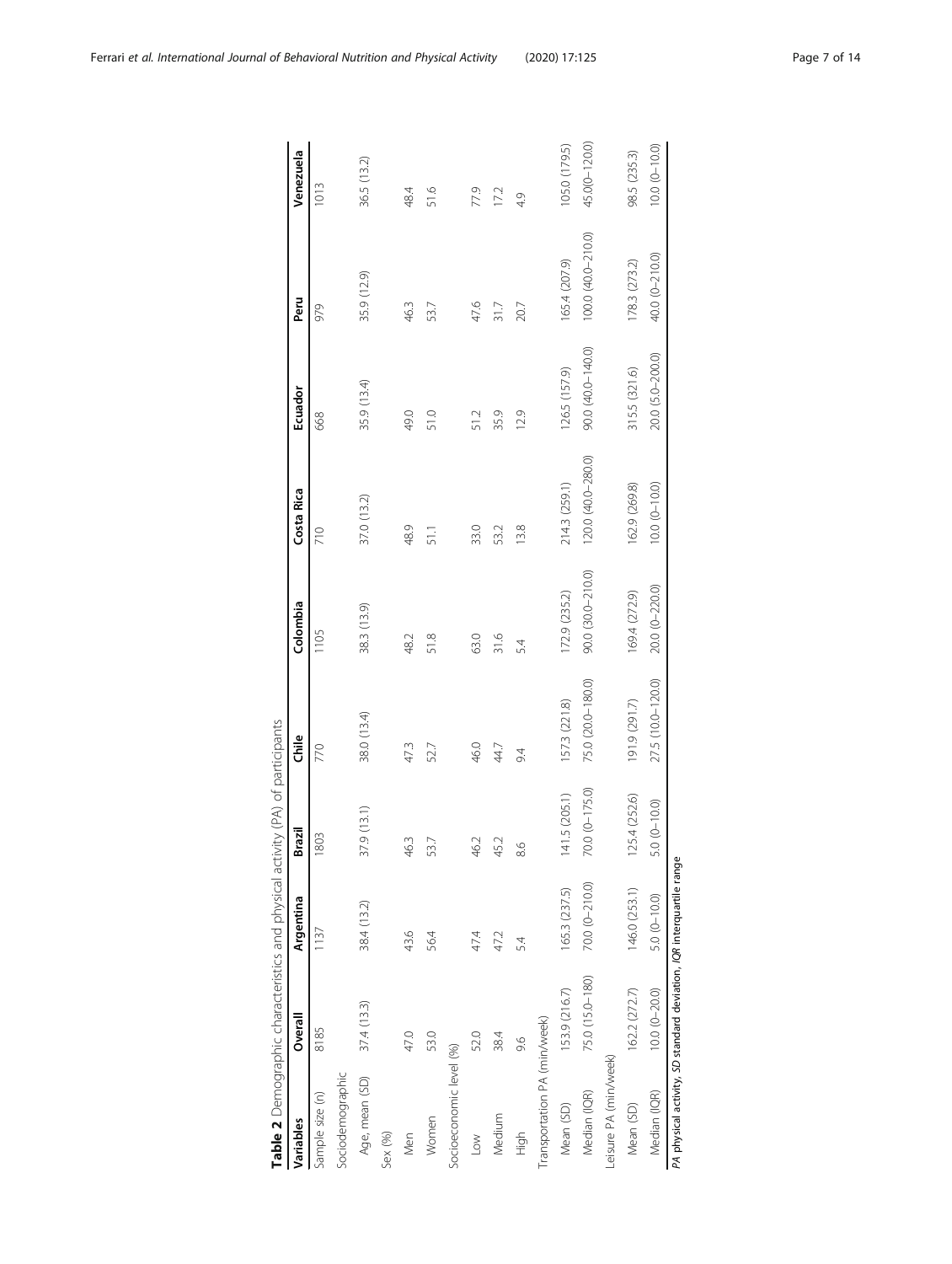**Table 2** Demographic characteristics and physical activity (PA) of participants

| Variables | Overall | Argentina | Brazil | Chile | Colombia | Costa Rica | Ecuador | Peru | Venezuela |
|---|---|---|---|---|---|---|---|---|---|
| Sample size (n) | 8185 | 1137 | 1803 | 770 | 1105 | 710 | 668 | 979 | 1013 |
| Sociodemographic | | | | | | | | | |
| Age, mean (SD) | 37.4 (13.3) | 38.4 (13.2) | 37.9 (13.1) | 38.0 (13.4) | 38.3 (13.9) | 37.0 (13.2) | 35.9 (13.4) | 35.9 (12.9) | 36.5 (13.2) |
| Sex (%) | | | | | | | | | |
| Men | 47.0 | 43.6 | 46.3 | 47.3 | 48.2 | 48.9 | 49.0 | 46.3 | 48.4 |
| Women | 53.0 | 56.4 | 53.7 | 52.7 | 51.8 | 51.1 | 51.0 | 53.7 | 51.6 |
| Socioeconomic level (%) | | | | | | | | | |
| Low | 52.0 | 47.4 | 46.2 | 46.0 | 63.0 | 33.0 | 51.2 | 47.6 | 77.9 |
| Medium | 38.4 | 47.2 | 45.2 | 44.7 | 31.6 | 53.2 | 35.9 | 31.7 | 17.2 |
| High | 9.6 | 5.4 | 8.6 | 9.4 | 5.4 | 13.8 | 12.9 | 20.7 | 4.9 |
| Transportation PA (min/week) | | | | | | | | | |
| Mean (SD) | 153.9 (216.7) | 165.3 (237.5) | 141.5 (205.1) | 157.3 (221.8) | 172.9 (235.2) | 214.3 (259.1) | 126.5 (157.9) | 165.4 (207.9) | 105.0 (179.5) |
| Median (IQR) | 75.0 (15.0–180) | 70.0 (0–210.0) | 70.0 (0–175.0) | 75.0 (20.0–180.0) | 90.0 (30.0–210.0) | 120.0 (40.0–280.0) | 90.0 (40.0–140.0) | 100.0 (40.0–210.0) | 45.0(0–120.0) |
| Leisure PA (min/week) | | | | | | | | | |
| Mean (SD) | 162.2 (272.7) | 146.0 (253.1) | 125.4 (252.6) | 191.9 (291.7) | 169.4 (272.9) | 162.9 (269.8) | 315.5 (321.6) | 178.3 (273.2) | 98.5 (235.3) |
| Median (IQR) | 10.0 (0–20.0) | 5.0 (0–10.0) | 5.0 (0–10.0) | 27.5 (10.0–120.0) | 20.0 (0–220.0) | 10.0 (0–10.0) | 20.0 (5.0–200.0) | 40.0 (0–210.0) | 10.0 (0–10.0) |

*PA* physical activity, *SD* standard deviation, *IQR* interquartile range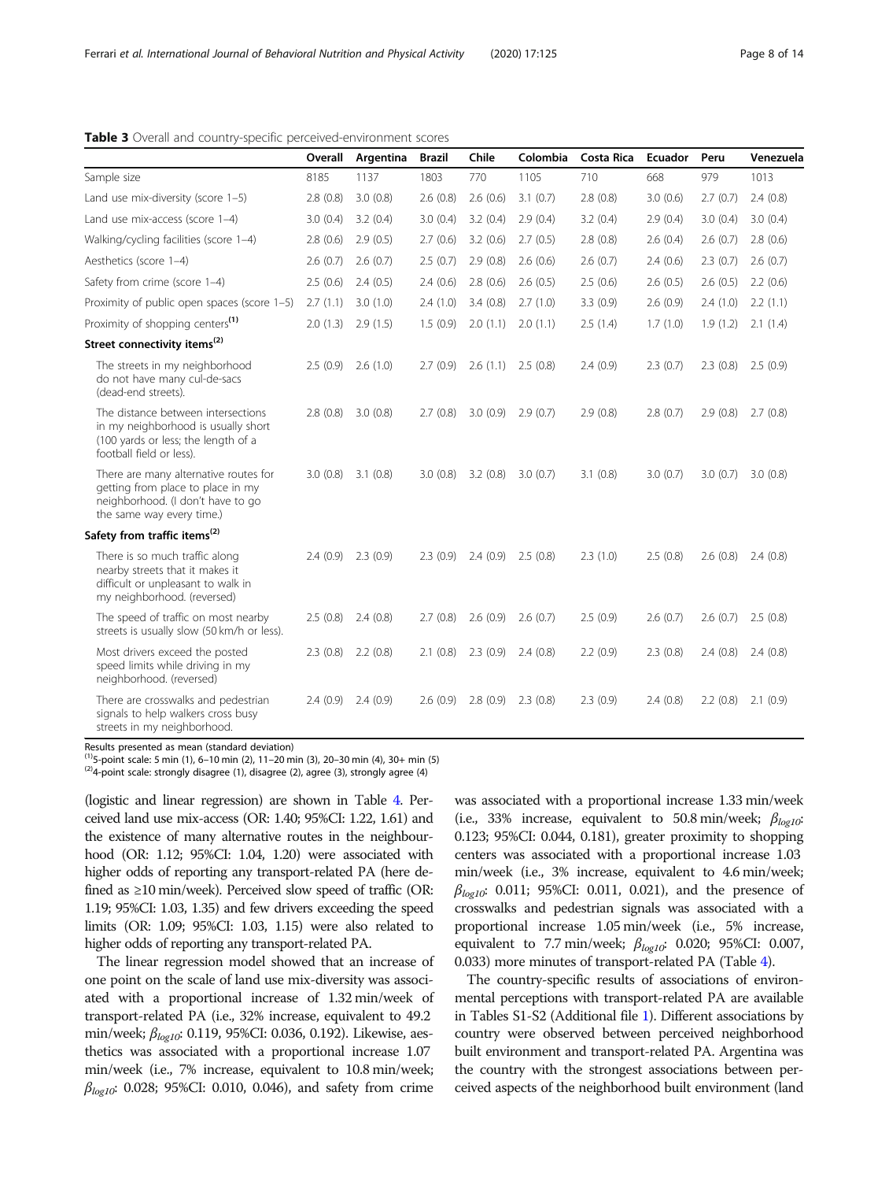**Table 3** Overall and country-specific perceived-environment scores

| | Overall | Argentina | Brazil | Chile | Colombia | Costa Rica | Ecuador | Peru | Venezuela |
|---|---|---|---|---|---|---|---|---|---|
| Sample size | 8185 | 1137 | 1803 | 770 | 1105 | 710 | 668 | 979 | 1013 |
| Land use mix-diversity (score 1–5) | 2.8 (0.8) | 3.0 (0.8) | 2.6 (0.8) | 2.6 (0.6) | 3.1 (0.7) | 2.8 (0.8) | 3.0 (0.6) | 2.7 (0.7) | 2.4 (0.8) |
| Land use mix-access (score 1–4) | 3.0 (0.4) | 3.2 (0.4) | 3.0 (0.4) | 3.2 (0.4) | 2.9 (0.4) | 3.2 (0.4) | 2.9 (0.4) | 3.0 (0.4) | 3.0 (0.4) |
| Walking/cycling facilities (score 1–4) | 2.8 (0.6) | 2.9 (0.5) | 2.7 (0.6) | 3.2 (0.6) | 2.7 (0.5) | 2.8 (0.8) | 2.6 (0.4) | 2.6 (0.7) | 2.8 (0.6) |
| Aesthetics (score 1–4) | 2.6 (0.7) | 2.6 (0.7) | 2.5 (0.7) | 2.9 (0.8) | 2.6 (0.6) | 2.6 (0.7) | 2.4 (0.6) | 2.3 (0.7) | 2.6 (0.7) |
| Safety from crime (score 1–4) | 2.5 (0.6) | 2.4 (0.5) | 2.4 (0.6) | 2.8 (0.6) | 2.6 (0.5) | 2.5 (0.6) | 2.6 (0.5) | 2.6 (0.5) | 2.2 (0.6) |
| Proximity of public open spaces (score 1–5) | 2.7 (1.1) | 3.0 (1.0) | 2.4 (1.0) | 3.4 (0.8) | 2.7 (1.0) | 3.3 (0.9) | 2.6 (0.9) | 2.4 (1.0) | 2.2 (1.1) |
| Proximity of shopping centers[(1)] | 2.0 (1.3) | 2.9 (1.5) | 1.5 (0.9) | 2.0 (1.1) | 2.0 (1.1) | 2.5 (1.4) | 1.7 (1.0) | 1.9 (1.2) | 2.1 (1.4) |
| **Street connectivity items[(2)]** | | | | | | | | | |
| The streets in my neighborhood do not have many cul-de-sacs (dead-end streets). | 2.5 (0.9) | 2.6 (1.0) | 2.7 (0.9) | 2.6 (1.1) | 2.5 (0.8) | 2.4 (0.9) | 2.3 (0.7) | 2.3 (0.8) | 2.5 (0.9) |
| The distance between intersections in my neighborhood is usually short (100 yards or less; the length of a football field or less). | 2.8 (0.8) | 3.0 (0.8) | 2.7 (0.8) | 3.0 (0.9) | 2.9 (0.7) | 2.9 (0.8) | 2.8 (0.7) | 2.9 (0.8) | 2.7 (0.8) |
| There are many alternative routes for getting from place to place in my neighborhood. (I don't have to go the same way every time.) | 3.0 (0.8) | 3.1 (0.8) | 3.0 (0.8) | 3.2 (0.8) | 3.0 (0.7) | 3.1 (0.8) | 3.0 (0.8) | 3.0 (0.7) | 3.0 (0.8) |
| **Safety from traffic items[(2)]** | | | | | | | | | |
| There is so much traffic along nearby streets that it makes it difficult or unpleasant to walk in my neighborhood. (reversed) | 2.4 (0.9) | 2.3 (0.9) | 2.3 (0.9) | 2.4 (0.9) | 2.5 (0.8) | 2.3 (1.0) | 2.5 (0.8) | 2.6 (0.8) | 2.4 (0.8) |
| The speed of traffic on most nearby streets is usually slow (50 km/h or less). | 2.5 (0.8) | 2.4 (0.8) | 2.7 (0.8) | 2.6 (0.9) | 2.6 (0.7) | 2.5 (0.9) | 2.6 (0.7) | 2.6 (0.7) | 2.5 (0.8) |
| Most drivers exceed the posted speed limits while driving in my neighborhood. (reversed) | 2.3 (0.8) | 2.2 (0.8) | 2.1 (0.8) | 2.3 (0.9) | 2.4 (0.8) | 2.2 (0.9) | 2.3 (0.8) | 2.4 (0.8) | 2.4 (0.8) |
| There are crosswalks and pedestrian signals to help walkers cross busy streets in my neighborhood. | 2.4 (0.9) | 2.4 (0.9) | 2.6 (0.9) | 2.8 (0.9) | 2.3 (0.8) | 2.3 (0.9) | 2.4 (0.8) | 2.2 (0.8) | 2.1 (0.9) |

Results presented as mean (standard deviation)

[(1)]5-point scale: 5 min (1), 6–10 min (2), 11–20 min (3), 20–30 min (4), 30+ min (5)

[(2)]4-point scale: strongly disagree (1), disagree (2), agree (3), strongly agree (4)

(logistic and linear regression) are shown in Table 4. Perceived land use mix-access (OR: 1.40; 95%CI: 1.22, 1.61) and the existence of many alternative routes in the neighbourhood (OR: 1.12; 95%CI: 1.04, 1.20) were associated with higher odds of reporting any transport-related PA (here defined as ≥10 min/week). Perceived slow speed of traffic (OR: 1.19; 95%CI: 1.03, 1.35) and few drivers exceeding the speed limits (OR: 1.09; 95%CI: 1.03, 1.15) were also related to higher odds of reporting any transport-related PA.

The linear regression model showed that an increase of one point on the scale of land use mix-diversity was associated with a proportional increase of 1.32 min/week of transport-related PA (i.e., 32% increase, equivalent to 49.2 min/week; $\beta_{log10}$: 0.119, 95%CI: 0.036, 0.192). Likewise, aesthetics was associated with a proportional increase 1.07 min/week (i.e., 7% increase, equivalent to 10.8 min/week; $\beta_{log10}$: 0.028; 95%CI: 0.010, 0.046), and safety from crime was associated with a proportional increase 1.33 min/week (i.e., 33% increase, equivalent to 50.8 min/week; $\beta_{log10}$: 0.123; 95%CI: 0.044, 0.181), greater proximity to shopping centers was associated with a proportional increase 1.03 min/week (i.e., 3% increase, equivalent to 4.6 min/week; $\beta_{log10}$: 0.011; 95%CI: 0.011, 0.021), and the presence of crosswalks and pedestrian signals was associated with a proportional increase 1.05 min/week (i.e., 5% increase, equivalent to 7.7 min/week; $\beta_{log10}$: 0.020; 95%CI: 0.007, 0.033) more minutes of transport-related PA (Table 4).

The country-specific results of associations of environmental perceptions with transport-related PA are available in Tables S1-S2 (Additional file 1). Different associations by country were observed between perceived neighborhood built environment and transport-related PA. Argentina was the country with the strongest associations between perceived aspects of the neighborhood built environment (land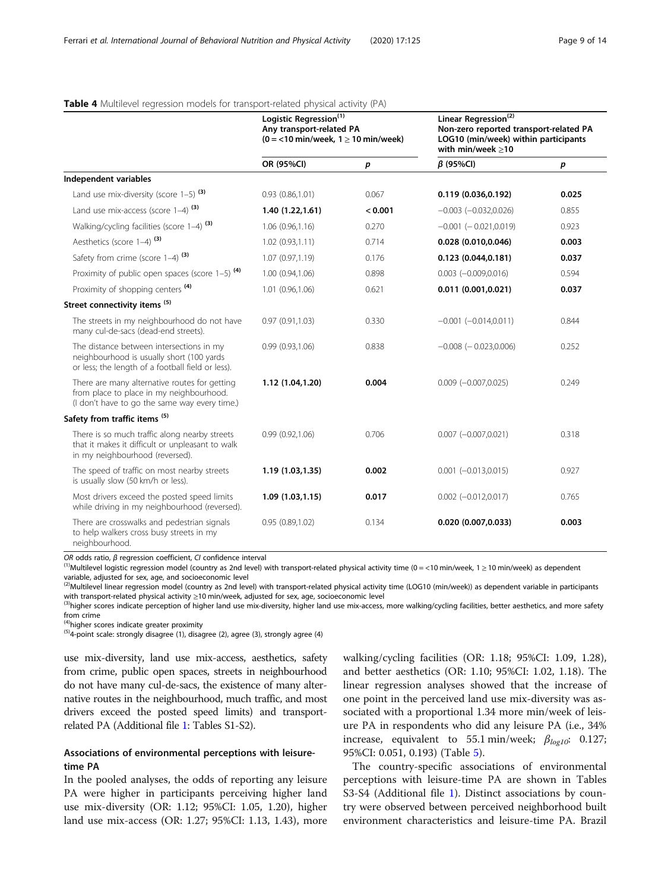**Table 4** Multilevel regression models for transport-related physical activity (PA)

| | Logistic Regression[(1)] Any transport-related PA (0 = <10 min/week, 1 ≥ 10 min/week) | | Linear Regression[(2)] Non-zero reported transport-related PA LOG10 (min/week) within participants with min/week ≥10 | |
|---|---|---|---|---|
| | OR (95%CI) | *p* | *β* (95%CI) | *p* |
| **Independent variables** | | | | |
| Land use mix-diversity (score 1–5) [(3)] | 0.93 (0.86,1.01) | 0.067 | **0.119 (0.036,0.192)** | **0.025** |
| Land use mix-access (score 1–4) [(3)] | **1.40 (1.22,1.61)** | **< 0.001** | −0.003 (−0.032,0.026) | 0.855 |
| Walking/cycling facilities (score 1–4) [(3)] | 1.06 (0.96,1.16) | 0.270 | −0.001 (− 0.021,0.019) | 0.923 |
| Aesthetics (score 1–4) [(3)] | 1.02 (0.93,1.11) | 0.714 | **0.028 (0.010,0.046)** | **0.003** |
| Safety from crime (score 1–4) [(3)] | 1.07 (0.97,1.19) | 0.176 | **0.123 (0.044,0.181)** | **0.037** |
| Proximity of public open spaces (score 1–5) [(4)] | 1.00 (0.94,1.06) | 0.898 | 0.003 (−0.009,0.016) | 0.594 |
| Proximity of shopping centers [(4)] | 1.01 (0.96,1.06) | 0.621 | **0.011 (0.001,0.021)** | **0.037** |
| **Street connectivity items** [(5)] | | | | |
| The streets in my neighbourhood do not have many cul-de-sacs (dead-end streets). | 0.97 (0.91,1.03) | 0.330 | −0.001 (−0.014,0.011) | 0.844 |
| The distance between intersections in my neighbourhood is usually short (100 yards or less; the length of a football field or less). | 0.99 (0.93,1.06) | 0.838 | −0.008 (− 0.023,0.006) | 0.252 |
| There are many alternative routes for getting from place to place in my neighbourhood. (I don't have to go the same way every time.) | **1.12 (1.04,1.20)** | **0.004** | 0.009 (−0.007,0.025) | 0.249 |
| **Safety from traffic items** [(5)] | | | | |
| There is so much traffic along nearby streets that it makes it difficult or unpleasant to walk in my neighbourhood (reversed). | 0.99 (0.92,1.06) | 0.706 | 0.007 (−0.007,0.021) | 0.318 |
| The speed of traffic on most nearby streets is usually slow (50 km/h or less). | **1.19 (1.03,1.35)** | **0.002** | 0.001 (−0.013,0.015) | 0.927 |
| Most drivers exceed the posted speed limits while driving in my neighbourhood (reversed). | **1.09 (1.03,1.15)** | **0.017** | 0.002 (−0.012,0.017) | 0.765 |
| There are crosswalks and pedestrian signals to help walkers cross busy streets in my neighbourhood. | 0.95 (0.89,1.02) | 0.134 | **0.020 (0.007,0.033)** | **0.003** |

*OR* odds ratio, *β* regression coefficient, *CI* confidence interval

[(1)]Multilevel logistic regression model (country as 2nd level) with transport-related physical activity time (0 = <10 min/week, 1 ≥ 10 min/week) as dependent variable, adjusted for sex, age, and socioeconomic level

[(2)]Multilevel linear regression model (country as 2nd level) with transport-related physical activity time (LOG10 (min/week)) as dependent variable in participants with transport-related physical activity ≥10 min/week, adjusted for sex, age, socioeconomic level

[(3)]higher scores indicate perception of higher land use mix-diversity, higher land use mix-access, more walking/cycling facilities, better aesthetics, and more safety from crime

[(4)]higher scores indicate greater proximity

[(5)]4-point scale: strongly disagree (1), disagree (2), agree (3), strongly agree (4)

use mix-diversity, land use mix-access, aesthetics, safety from crime, public open spaces, streets in neighbourhood do not have many cul-de-sacs, the existence of many alternative routes in the neighbourhood, much traffic, and most drivers exceed the posted speed limits) and transport-related PA (Additional file 1: Tables S1-S2).

## Associations of environmental perceptions with leisure-time PA

In the pooled analyses, the odds of reporting any leisure PA were higher in participants perceiving higher land use mix-diversity (OR: 1.12; 95%CI: 1.05, 1.20), higher land use mix-access (OR: 1.27; 95%CI: 1.13, 1.43), more walking/cycling facilities (OR: 1.18; 95%CI: 1.09, 1.28), and better aesthetics (OR: 1.10; 95%CI: 1.02, 1.18). The linear regression analyses showed that the increase of one point in the perceived land use mix-diversity was associated with a proportional 1.34 more min/week of leisure PA in respondents who did any leisure PA (i.e., 34% increase, equivalent to 55.1 min/week; $\beta_{log10}$: 0.127; 95%CI: 0.051, 0.193) (Table 5).

The country-specific associations of environmental perceptions with leisure-time PA are shown in Tables S3-S4 (Additional file 1). Distinct associations by country were observed between perceived neighborhood built environment characteristics and leisure-time PA. Brazil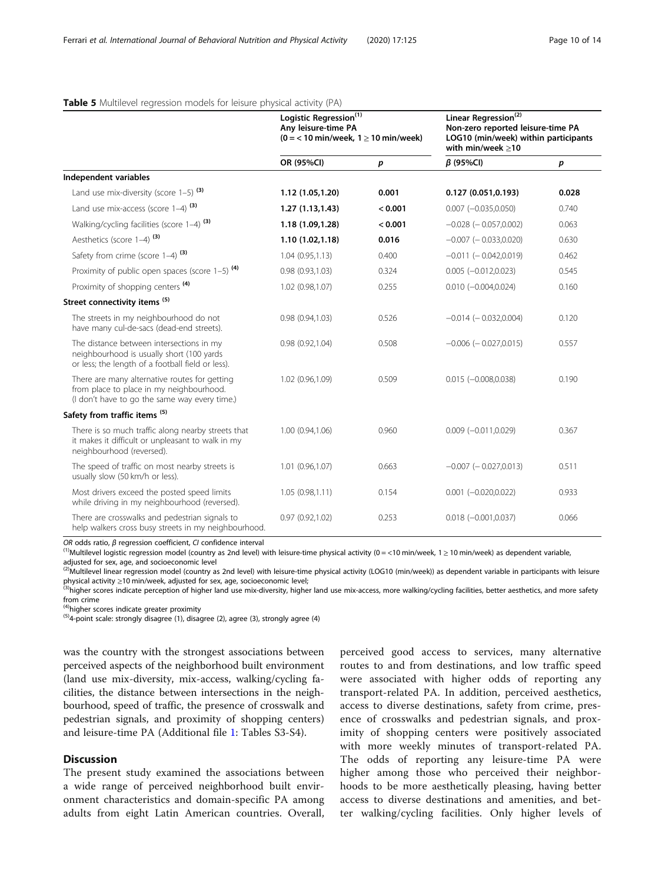**Table 5** Multilevel regression models for leisure physical activity (PA)

| | Logistic Regression[(1)] Any leisure-time PA ($0 = < 10$ min/week, $1 \geq 10$ min/week) | | Linear Regression[(2)] Non-zero reported leisure-time PA LOG10 (min/week) within participants with min/week $\geq 10$ | |
|---|---|---|---|---|
| | OR (95%CI) | *p* | *β* (95%CI) | *p* |
| **Independent variables** | | | | |
| Land use mix-diversity (score 1–5) [(3)] | **1.12 (1.05,1.20)** | **0.001** | **0.127 (0.051,0.193)** | **0.028** |
| Land use mix-access (score 1–4) [(3)] | **1.27 (1.13,1.43)** | **< 0.001** | 0.007 (−0.035,0.050) | 0.740 |
| Walking/cycling facilities (score 1–4) [(3)] | **1.18 (1.09,1.28)** | **< 0.001** | −0.028 (− 0.057,0.002) | 0.063 |
| Aesthetics (score 1–4) [(3)] | **1.10 (1.02,1.18)** | **0.016** | −0.007 (− 0.033,0.020) | 0.630 |
| Safety from crime (score 1–4) [(3)] | 1.04 (0.95,1.13) | 0.400 | −0.011 (− 0.042,0.019) | 0.462 |
| Proximity of public open spaces (score 1–5) [(4)] | 0.98 (0.93,1.03) | 0.324 | 0.005 (−0.012,0.023) | 0.545 |
| Proximity of shopping centers [(4)] | 1.02 (0.98,1.07) | 0.255 | 0.010 (−0.004,0.024) | 0.160 |
| **Street connectivity items [(5)]** | | | | |
| The streets in my neighbourhood do not have many cul-de-sacs (dead-end streets). | 0.98 (0.94,1.03) | 0.526 | −0.014 (− 0.032,0.004) | 0.120 |
| The distance between intersections in my neighbourhood is usually short (100 yards or less; the length of a football field or less). | 0.98 (0.92,1.04) | 0.508 | −0.006 (− 0.027,0.015) | 0.557 |
| There are many alternative routes for getting from place to place in my neighbourhood. (I don't have to go the same way every time.) | 1.02 (0.96,1.09) | 0.509 | 0.015 (−0.008,0.038) | 0.190 |
| **Safety from traffic items [(5)]** | | | | |
| There is so much traffic along nearby streets that it makes it difficult or unpleasant to walk in my neighbourhood (reversed). | 1.00 (0.94,1.06) | 0.960 | 0.009 (−0.011,0.029) | 0.367 |
| The speed of traffic on most nearby streets is usually slow (50 km/h or less). | 1.01 (0.96,1.07) | 0.663 | −0.007 (− 0.027,0.013) | 0.511 |
| Most drivers exceed the posted speed limits while driving in my neighbourhood (reversed). | 1.05 (0.98,1.11) | 0.154 | 0.001 (−0.020,0.022) | 0.933 |
| There are crosswalks and pedestrian signals to help walkers cross busy streets in my neighbourhood. | 0.97 (0.92,1.02) | 0.253 | 0.018 (−0.001,0.037) | 0.066 |

*OR* odds ratio, *β* regression coefficient, *CI* confidence interval

[(1)]Multilevel logistic regression model (country as 2nd level) with leisure-time physical activity ($0 = <10$ min/week, $1 \geq 10$ min/week) as dependent variable, adjusted for sex, age, and socioeconomic level

[(2)]Multilevel linear regression model (country as 2nd level) with leisure-time physical activity (LOG10 (min/week)) as dependent variable in participants with leisure physical activity $\geq 10$ min/week, adjusted for sex, age, socioeconomic level;

[(3)]higher scores indicate perception of higher land use mix-diversity, higher land use mix-access, more walking/cycling facilities, better aesthetics, and more safety from crime

[(4)]higher scores indicate greater proximity

[(5)]4-point scale: strongly disagree (1), disagree (2), agree (3), strongly agree (4)

was the country with the strongest associations between perceived aspects of the neighborhood built environment (land use mix-diversity, mix-access, walking/cycling facilities, the distance between intersections in the neighbourhood, speed of traffic, the presence of crosswalk and pedestrian signals, and proximity of shopping centers) and leisure-time PA (Additional file 1: Tables S3-S4).

## Discussion

The present study examined the associations between a wide range of perceived neighborhood built environment characteristics and domain-specific PA among adults from eight Latin American countries. Overall, perceived good access to services, many alternative routes to and from destinations, and low traffic speed were associated with higher odds of reporting any transport-related PA. In addition, perceived aesthetics, access to diverse destinations, safety from crime, presence of crosswalks and pedestrian signals, and proximity of shopping centers were positively associated with more weekly minutes of transport-related PA. The odds of reporting any leisure-time PA were higher among those who perceived their neighborhoods to be more aesthetically pleasing, having better access to diverse destinations and amenities, and better walking/cycling facilities. Only higher levels of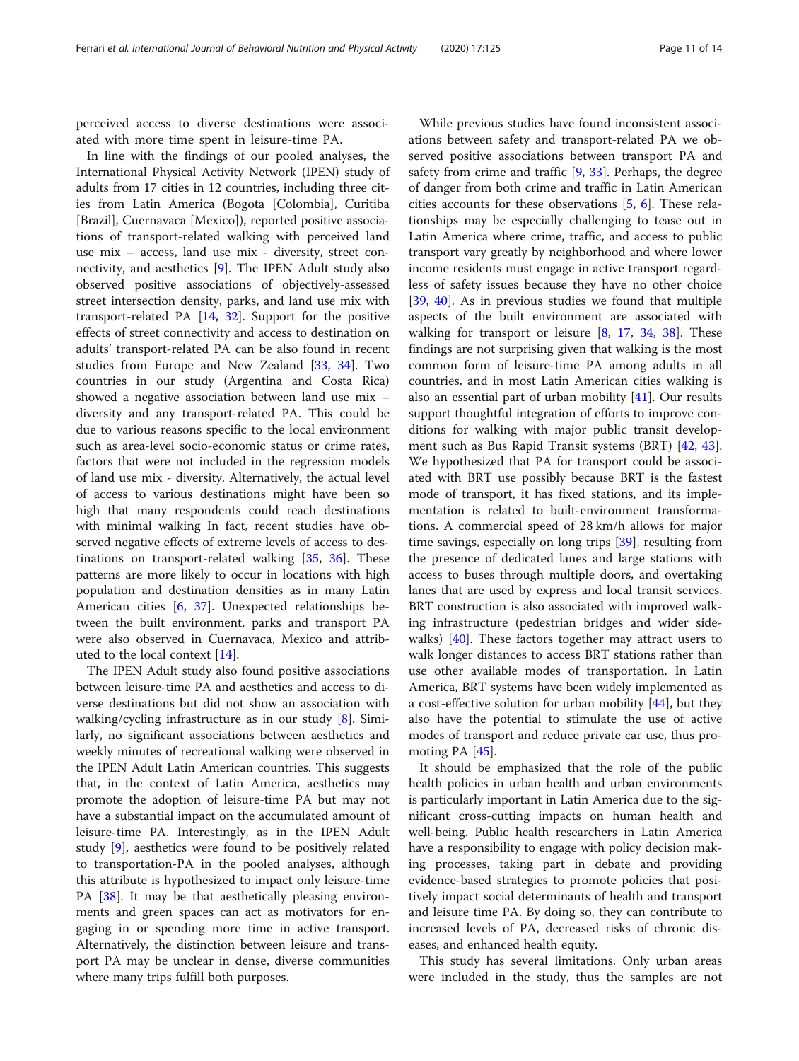perceived access to diverse destinations were associated with more time spent in leisure-time PA.

In line with the findings of our pooled analyses, the International Physical Activity Network (IPEN) study of adults from 17 cities in 12 countries, including three cities from Latin America (Bogota [Colombia], Curitiba [Brazil], Cuernavaca [Mexico]), reported positive associations of transport-related walking with perceived land use mix – access, land use mix - diversity, street connectivity, and aesthetics [9]. The IPEN Adult study also observed positive associations of objectively-assessed street intersection density, parks, and land use mix with transport-related PA [14, 32]. Support for the positive effects of street connectivity and access to destination on adults' transport-related PA can be also found in recent studies from Europe and New Zealand [33, 34]. Two countries in our study (Argentina and Costa Rica) showed a negative association between land use mix – diversity and any transport-related PA. This could be due to various reasons specific to the local environment such as area-level socio-economic status or crime rates, factors that were not included in the regression models of land use mix - diversity. Alternatively, the actual level of access to various destinations might have been so high that many respondents could reach destinations with minimal walking In fact, recent studies have observed negative effects of extreme levels of access to destinations on transport-related walking [35, 36]. These patterns are more likely to occur in locations with high population and destination densities as in many Latin American cities [6, 37]. Unexpected relationships between the built environment, parks and transport PA were also observed in Cuernavaca, Mexico and attributed to the local context [14].

The IPEN Adult study also found positive associations between leisure-time PA and aesthetics and access to diverse destinations but did not show an association with walking/cycling infrastructure as in our study [8]. Similarly, no significant associations between aesthetics and weekly minutes of recreational walking were observed in the IPEN Adult Latin American countries. This suggests that, in the context of Latin America, aesthetics may promote the adoption of leisure-time PA but may not have a substantial impact on the accumulated amount of leisure-time PA. Interestingly, as in the IPEN Adult study [9], aesthetics were found to be positively related to transportation-PA in the pooled analyses, although this attribute is hypothesized to impact only leisure-time PA [38]. It may be that aesthetically pleasing environments and green spaces can act as motivators for engaging in or spending more time in active transport. Alternatively, the distinction between leisure and transport PA may be unclear in dense, diverse communities where many trips fulfill both purposes.

While previous studies have found inconsistent associations between safety and transport-related PA we observed positive associations between transport PA and safety from crime and traffic [9, 33]. Perhaps, the degree of danger from both crime and traffic in Latin American cities accounts for these observations [5, 6]. These relationships may be especially challenging to tease out in Latin America where crime, traffic, and access to public transport vary greatly by neighborhood and where lower income residents must engage in active transport regardless of safety issues because they have no other choice [39, 40]. As in previous studies we found that multiple aspects of the built environment are associated with walking for transport or leisure [8, 17, 34, 38]. These findings are not surprising given that walking is the most common form of leisure-time PA among adults in all countries, and in most Latin American cities walking is also an essential part of urban mobility [41]. Our results support thoughtful integration of efforts to improve conditions for walking with major public transit development such as Bus Rapid Transit systems (BRT) [42, 43]. We hypothesized that PA for transport could be associated with BRT use possibly because BRT is the fastest mode of transport, it has fixed stations, and its implementation is related to built-environment transformations. A commercial speed of 28 km/h allows for major time savings, especially on long trips [39], resulting from the presence of dedicated lanes and large stations with access to buses through multiple doors, and overtaking lanes that are used by express and local transit services. BRT construction is also associated with improved walking infrastructure (pedestrian bridges and wider sidewalks) [40]. These factors together may attract users to walk longer distances to access BRT stations rather than use other available modes of transportation. In Latin America, BRT systems have been widely implemented as a cost-effective solution for urban mobility [44], but they also have the potential to stimulate the use of active modes of transport and reduce private car use, thus promoting PA [45].

It should be emphasized that the role of the public health policies in urban health and urban environments is particularly important in Latin America due to the significant cross-cutting impacts on human health and well-being. Public health researchers in Latin America have a responsibility to engage with policy decision making processes, taking part in debate and providing evidence-based strategies to promote policies that positively impact social determinants of health and transport and leisure time PA. By doing so, they can contribute to increased levels of PA, decreased risks of chronic diseases, and enhanced health equity.

This study has several limitations. Only urban areas were included in the study, thus the samples are not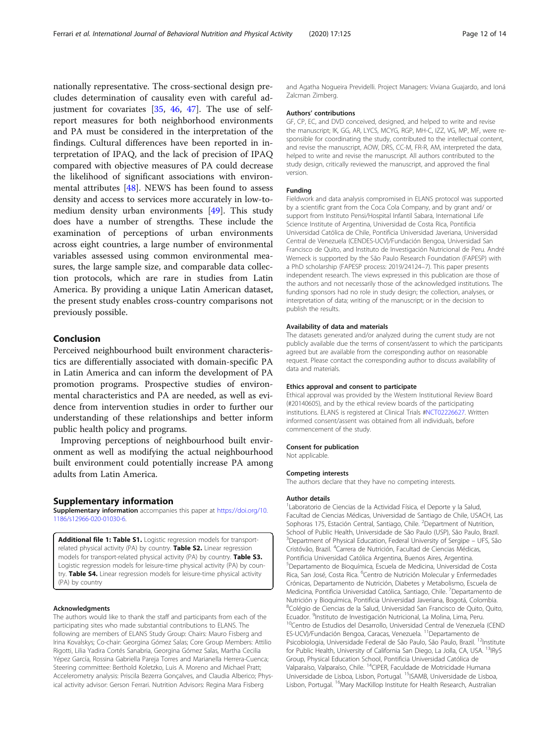nationally representative. The cross-sectional design precludes determination of causality even with careful adjustment for covariates [35, 46, 47]. The use of self-report measures for both neighborhood environments and PA must be considered in the interpretation of the findings. Cultural differences have been reported in interpretation of IPAQ, and the lack of precision of IPAQ compared with objective measures of PA could decrease the likelihood of significant associations with environmental attributes [48]. NEWS has been found to assess density and access to services more accurately in low-to-medium density urban environments [49]. This study does have a number of strengths. These include the examination of perceptions of urban environments across eight countries, a large number of environmental variables assessed using common environmental measures, the large sample size, and comparable data collection protocols, which are rare in studies from Latin America. By providing a unique Latin American dataset, the present study enables cross-country comparisons not previously possible.

## Conclusion

Perceived neighbourhood built environment characteristics are differentially associated with domain-specific PA in Latin America and can inform the development of PA promotion programs. Prospective studies of environmental characteristics and PA are needed, as well as evidence from intervention studies in order to further our understanding of these relationships and better inform public health policy and programs.

Improving perceptions of neighbourhood built environment as well as modifying the actual neighbourhood built environment could potentially increase PA among adults from Latin America.

## Supplementary information

**Supplementary information** accompanies this paper at https://doi.org/10.1186/s12966-020-01030-6.

**Additional file 1: Table S1.** Logistic regression models for transport-related physical activity (PA) by country. **Table S2.** Linear regression models for transport-related physical activity (PA) by country. **Table S3.** Logistic regression models for leisure-time physical activity (PA) by country. **Table S4.** Linear regression models for leisure-time physical activity (PA) by country

#### Acknowledgments

The authors would like to thank the staff and participants from each of the participating sites who made substantial contributions to ELANS. The following are members of ELANS Study Group: Chairs: Mauro Fisberg and Irina Kovalskys; Co-chair: Georgina Gómez Salas; Core Group Members: Attilio Rigotti, Lilia Yadira Cortés Sanabria, Georgina Gómez Salas, Martha Cecilia Yépez García, Rossina Gabriella Pareja Torres and Marianella Herrera-Cuenca; Steering committee: Berthold Koletzko, Luis A. Moreno and Michael Pratt; Accelerometry analysis: Priscila Bezerra Gonçalves, and Claudia Alberico; Physical activity advisor: Gerson Ferrari. Nutrition Advisors: Regina Mara Fisberg and Agatha Nogueira Previdelli. Project Managers: Viviana Guajardo, and Ioná Zalcman Zimberg.

#### Authors' contributions

GF, CP, EC, and DVD conceived, designed, and helped to write and revise the manuscript; IK, GG, AR, LYCS, MCYG, RGP, MH-C, IZZ, VG, MP, MF, were responsible for coordinating the study, contributed to the intellectual content, and revise the manuscript, AOW, DRS, CC-M, FR-R, AM, interpreted the data, helped to write and revise the manuscript. All authors contributed to the study design, critically reviewed the manuscript, and approved the final version.

#### Funding

Fieldwork and data analysis compromised in ELANS protocol was supported by a scientific grant from the Coca Cola Company, and by grant and/ or support from Instituto Pensi/Hospital Infantil Sabara, International Life Science Institute of Argentina, Universidad de Costa Rica, Pontificia Universidad Católica de Chile, Pontificia Universidad Javeriana, Universidad Central de Venezuela (CENDES-UCV)/Fundación Bengoa, Universidad San Francisco de Quito, and Instituto de Investigación Nutricional de Peru. André Werneck is supported by the São Paulo Research Foundation (FAPESP) with a PhD scholarship (FAPESP process: 2019/24124–7). This paper presents independent research. The views expressed in this publication are those of the authors and not necessarily those of the acknowledged institutions. The funding sponsors had no role in study design; the collection, analyses, or interpretation of data; writing of the manuscript; or in the decision to publish the results.

#### Availability of data and materials

The datasets generated and/or analyzed during the current study are not publicly available due the terms of consent/assent to which the participants agreed but are available from the corresponding author on reasonable request. Please contact the corresponding author to discuss availability of data and materials.

#### Ethics approval and consent to participate

Ethical approval was provided by the Western Institutional Review Board (#20140605), and by the ethical review boards of the participating institutions. ELANS is registered at Clinical Trials #NCT02226627. Written informed consent/assent was obtained from all individuals, before commencement of the study.

#### Consent for publication

Not applicable.

#### Competing interests

The authors declare that they have no competing interests.

#### Author details

[1]Laboratorio de Ciencias de la Actividad Física, el Deporte y la Salud, Facultad de Ciencias Médicas, Universidad de Santiago de Chile, USACH, Las Sophoras 175, Estación Central, Santiago, Chile. [2]Department of Nutrition, School of Public Health, University of São Paulo (USP), São Paulo, Brazil. [3]Department of Physical Education, Federal University of Sergipe – UFS, São Cristóvão, Brazil. [4]Carrera de Nutrición, Facultad de Ciencias Médicas, Pontificia Universidad Católica Argentina, Buenos Aires, Argentina. [5]Departamento de Bioquímica, Escuela de Medicina, Universidad de Costa Rica, San José, Costa Rica. [6]Centro de Nutrición Molecular y Enfermedades Crónicas, Departamento de Nutrición, Diabetes y Metabolismo, Escuela de Medicina, Pontificia Universidad Católica, Santiago, Chile. [7]Departamento de Nutrición y Bioquímica, Pontificia Universidad Javeriana, Bogotá, Colombia. [8]Colégio de Ciencias de la Salud, Universidad San Francisco de Quito, Quito, Ecuador. [9]Instituto de Investigación Nutricional, La Molina, Lima, Peru. [10]Centro de Estudios del Desarrollo, Universidad Central de Venezuela (CENDES-UCV)/Fundación Bengoa, Caracas, Venezuela. [11]Departamento de Psicobiologia, Universidade Federal de São Paulo, São Paulo, Brazil. [12]Institute for Public Health, University of California San Diego, La Jolla, CA, USA. [13]IRyS Group, Physical Education School, Pontificia Universidad Católica de Valparaíso, Valparaíso, Chile. [14]CIPER, Faculdade de Motricidade Humana Universidade de Lisboa, Lisbon, Portugal. [15]ISAMB, Universidade de Lisboa, Lisbon, Portugal. [16]Mary MacKillop Institute for Health Research, Australian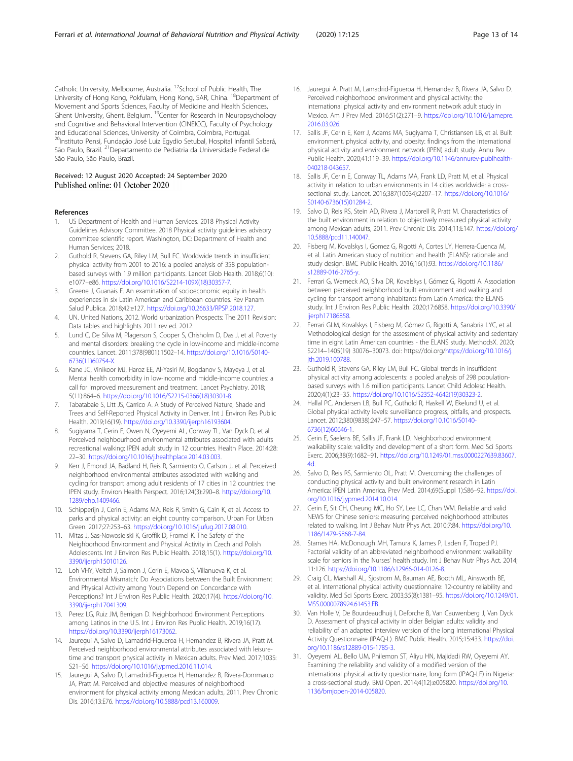Catholic University, Melbourne, Australia. [17]School of Public Health, The University of Hong Kong, Pokfulam, Hong Kong, SAR, China. [18]Department of Movement and Sports Sciences, Faculty of Medicine and Health Sciences, Ghent University, Ghent, Belgium. [19]Center for Research in Neuropsychology and Cognitive and Behavioral Intervention (CINEICC), Faculty of Psychology and Educational Sciences, University of Coimbra, Coimbra, Portugal. [20]Instituto Pensi, Fundação José Luiz Egydio Setubal, Hospital Infantil Sabará, São Paulo, Brazil. [21]Departamento de Pediatria da Universidade Federal de São Paulo, São Paulo, Brazil.

Received: 12 August 2020 Accepted: 24 September 2020
Published online: 01 October 2020

## References

1. US Department of Health and Human Services. 2018 Physical Activity Guidelines Advisory Committee. 2018 Physical activity guidelines advisory committee scientific report. Washington, DC: Department of Health and Human Services; 2018.
2. Guthold R, Stevens GA, Riley LM, Bull FC. Worldwide trends in insufficient physical activity from 2001 to 2016: a pooled analysis of 358 population-based surveys with 1.9 million participants. Lancet Glob Health. 2018;6(10): e1077–e86. https://doi.org/10.1016/S2214-109X(18)30357-7.
3. Greene J, Guanais F. An examination of socioeconomic equity in health experiences in six Latin American and Caribbean countries. Rev Panam Salud Publica. 2018;42:e127. https://doi.org/10.26633/RPSP.2018.127.
4. UN. United Nations, 2012. World urbanization Prospects: The 2011 Revision: Data tables and highlights 2011 rev ed. 2012.
5. Lund C, De Silva M, Plagerson S, Cooper S, Chisholm D, Das J, et al. Poverty and mental disorders: breaking the cycle in low-income and middle-income countries. Lancet. 2011;378(9801):1502–14. https://doi.org/10.1016/S0140-6736(11)60754-X.
6. Kane JC, Vinikoor MJ, Haroz EE, Al-Yasiri M, Bogdanov S, Mayeya J, et al. Mental health comorbidity in low-income and middle-income countries: a call for improved measurement and treatment. Lancet Psychiatry. 2018; 5(11):864–6. https://doi.org/10.1016/S2215-0366(18)30301-8.
7. Tabatabaie S, Litt JS, Carrico A. A Study of Perceived Nature, Shade and Trees and Self-Reported Physical Activity in Denver. Int J Environ Res Public Health. 2019;16(19). https://doi.org/10.3390/ijerph16193604.
8. Sugiyama T, Cerin E, Owen N, Oyeyemi AL, Conway TL, Van Dyck D, et al. Perceived neighbourhood environmental attributes associated with adults recreational walking: IPEN adult study in 12 countries. Health Place. 2014;28: 22–30. https://doi.org/10.1016/j.healthplace.2014.03.003.
9. Kerr J, Emond JA, Badland H, Reis R, Sarmiento O, Carlson J, et al. Perceived neighborhood environmental attributes associated with walking and cycling for transport among adult residents of 17 cities in 12 countries: the IPEN study. Environ Health Perspect. 2016;124(3):290–8. https://doi.org/10.1289/ehp.1409466.
10. Schipperijn J, Cerin E, Adams MA, Reis R, Smith G, Cain K, et al. Access to parks and physical activity: an eight country comparison. Urban For Urban Green. 2017;27:253–63. https://doi.org/10.1016/j.ufug.2017.08.010.
11. Mitas J, Sas-Nowosielski K, Groffik D, Fromel K. The Safety of the Neighborhood Environment and Physical Activity in Czech and Polish Adolescents. Int J Environ Res Public Health. 2018;15(1). https://doi.org/10.3390/ijerph15010126.
12. Loh VHY, Veitch J, Salmon J, Cerin E, Mavoa S, Villanueva K, et al. Environmental Mismatch: Do Associations between the Built Environment and Physical Activity among Youth Depend on Concordance with Perceptions? Int J Environ Res Public Health. 2020;17(4). https://doi.org/10.3390/ijerph17041309.
13. Perez LG, Ruiz JM, Berrigan D. Neighborhood Environment Perceptions among Latinos in the U.S. Int J Environ Res Public Health. 2019;16(17). https://doi.org/10.3390/ijerph16173062.
14. Jauregui A, Salvo D, Lamadrid-Figueroa H, Hernandez B, Rivera JA, Pratt M. Perceived neighborhood environmental attributes associated with leisure-time and transport physical activity in Mexican adults. Prev Med. 2017;103S: S21–S6. https://doi.org/10.1016/j.ypmed.2016.11.014.
15. Jauregui A, Salvo D, Lamadrid-Figueroa H, Hernandez B, Rivera-Dommarco JA, Pratt M. Perceived and objective measures of neighborhood environment for physical activity among Mexican adults, 2011. Prev Chronic Dis. 2016;13:E76. https://doi.org/10.5888/pcd13.160009.
16. Jauregui A, Pratt M, Lamadrid-Figueroa H, Hernandez B, Rivera JA, Salvo D. Perceived neighborhood environment and physical activity: the international physical activity and environment network adult study in Mexico. Am J Prev Med. 2016;51(2):271–9. https://doi.org/10.1016/j.amepre.2016.03.026.
17. Sallis JF, Cerin E, Kerr J, Adams MA, Sugiyama T, Christiansen LB, et al. Built environment, physical activity, and obesity: findings from the international physical activity and environment network (IPEN) adult study. Annu Rev Public Health. 2020;41:119–39. https://doi.org/10.1146/annurev-publhealth-040218-043657.
18. Sallis JF, Cerin E, Conway TL, Adams MA, Frank LD, Pratt M, et al. Physical activity in relation to urban environments in 14 cities worldwide: a cross-sectional study. Lancet. 2016;387(10034):2207–17. https://doi.org/10.1016/S0140-6736(15)01284-2.
19. Salvo D, Reis RS, Stein AD, Rivera J, Martorell R, Pratt M. Characteristics of the built environment in relation to objectively measured physical activity among Mexican adults, 2011. Prev Chronic Dis. 2014;11:E147. https://doi.org/10.5888/pcd11.140047.
20. Fisberg M, Kovalskys I, Gomez G, Rigotti A, Cortes LY, Herrera-Cuenca M, et al. Latin American study of nutrition and health (ELANS): rationale and study design. BMC Public Health. 2016;16(1):93. https://doi.org/10.1186/s12889-016-2765-y.
21. Ferrari G, Werneck AO, Silva DR, Kovalskys I, Gómez G, Rigotti A. Association between perceived neighborhood built environment and walking and cycling for transport among inhabitants from Latin America: the ELANS study. Int J Environ Res Public Health. 2020;17:6858. https://doi.org/10.3390/ijerph17186858.
22. Ferrari GLM, Kovalskys I, Fisberg M, Gómez G, Rigotti A, Sanabria LYC, et al. Methodological design for the assessment of physical activity and sedentary time in eight Latin American countries - the ELANS study. MethodsX. 2020; S2214–1405(19) 30076–30073. doi: https://doi.orghttps://doi.org/10.1016/j.jth.2019.100788.
23. Guthold R, Stevens GA, Riley LM, Bull FC. Global trends in insufficient physical activity among adolescents: a pooled analysis of 298 population-based surveys with 1.6 million participants. Lancet Child Adolesc Health. 2020;4(1):23–35. https://doi.org/10.1016/S2352-4642(19)30323-2.
24. Hallal PC, Andersen LB, Bull FC, Guthold R, Haskell W, Ekelund U, et al. Global physical activity levels: surveillance progress, pitfalls, and prospects. Lancet. 2012;380(9838):247–57. https://doi.org/10.1016/S0140-6736(12)60646-1.
25. Cerin E, Saelens BE, Sallis JF, Frank LD. Neighborhood environment walkability scale: validity and development of a short form. Med Sci Sports Exerc. 2006;38(9):1682–91. https://doi.org/10.1249/01.mss.0000227639.83607.4d.
26. Salvo D, Reis RS, Sarmiento OL, Pratt M. Overcoming the challenges of conducting physical activity and built environment research in Latin America: IPEN Latin America. Prev Med. 2014;69(Suppl 1):S86–92. https://doi.org/10.1016/j.ypmed.2014.10.014.
27. Cerin E, Sit CH, Cheung MC, Ho SY, Lee LC, Chan WM. Reliable and valid NEWS for Chinese seniors: measuring perceived neighborhood attributes related to walking. Int J Behav Nutr Phys Act. 2010;7:84. https://doi.org/10.1186/1479-5868-7-84.
28. Starnes HA, McDonough MH, Tamura K, James P, Laden F, Troped PJ. Factorial validity of an abbreviated neighborhood environment walkability scale for seniors in the Nurses' health study. Int J Behav Nutr Phys Act. 2014; 11:126. https://doi.org/10.1186/s12966-014-0126-8.
29. Craig CL, Marshall AL, Sjostrom M, Bauman AE, Booth ML, Ainsworth BE, et al. International physical activity questionnaire: 12-country reliability and validity. Med Sci Sports Exerc. 2003;35(8):1381–95. https://doi.org/10.1249/01.MSS.0000078924.61453.FB.
30. Van Holle V, De Bourdeaudhuij I, Deforche B, Van Cauwenberg J, Van Dyck D. Assessment of physical activity in older Belgian adults: validity and reliability of an adapted interview version of the long International Physical Activity Questionnaire (IPAQ-L). BMC Public Health. 2015;15:433. https://doi.org/10.1186/s12889-015-1785-3.
31. Oyeyemi AL, Bello UM, Philemon ST, Aliyu HN, Majidadi RW, Oyeyemi AY. Examining the reliability and validity of a modified version of the international physical activity questionnaire, long form (IPAQ-LF) in Nigeria: a cross-sectional study. BMJ Open. 2014;4(12):e005820. https://doi.org/10.1136/bmjopen-2014-005820.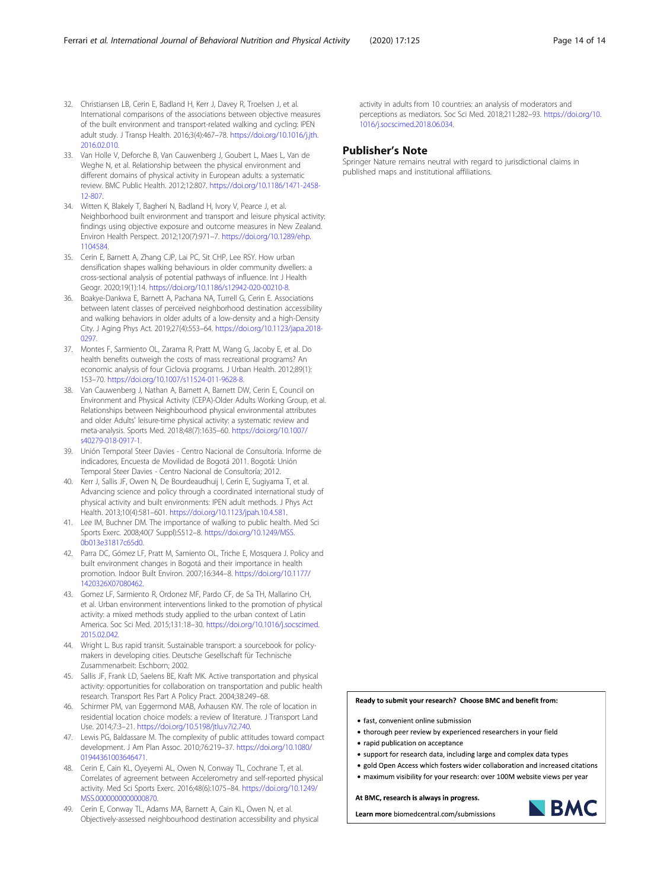32. Christiansen LB, Cerin E, Badland H, Kerr J, Davey R, Troelsen J, et al. International comparisons of the associations between objective measures of the built environment and transport-related walking and cycling: IPEN adult study. J Transp Health. 2016;3(4):467–78. https://doi.org/10.1016/j.jth.2016.02.010.
33. Van Holle V, Deforche B, Van Cauwenberg J, Goubert L, Maes L, Van de Weghe N, et al. Relationship between the physical environment and different domains of physical activity in European adults: a systematic review. BMC Public Health. 2012;12:807. https://doi.org/10.1186/1471-2458-12-807.
34. Witten K, Blakely T, Bagheri N, Badland H, Ivory V, Pearce J, et al. Neighborhood built environment and transport and leisure physical activity: findings using objective exposure and outcome measures in New Zealand. Environ Health Perspect. 2012;120(7):971–7. https://doi.org/10.1289/ehp.1104584.
35. Cerin E, Barnett A, Zhang CJP, Lai PC, Sit CHP, Lee RSY. How urban densification shapes walking behaviours in older community dwellers: a cross-sectional analysis of potential pathways of influence. Int J Health Geogr. 2020;19(1):14. https://doi.org/10.1186/s12942-020-00210-8.
36. Boakye-Dankwa E, Barnett A, Pachana NA, Turrell G, Cerin E. Associations between latent classes of perceived neighborhood destination accessibility and walking behaviors in older adults of a low-density and a high-Density City. J Aging Phys Act. 2019;27(4):553–64. https://doi.org/10.1123/japa.2018-0297.
37. Montes F, Sarmiento OL, Zarama R, Pratt M, Wang G, Jacoby E, et al. Do health benefits outweigh the costs of mass recreational programs? An economic analysis of four Ciclovia programs. J Urban Health. 2012;89(1):153–70. https://doi.org/10.1007/s11524-011-9628-8.
38. Van Cauwenberg J, Nathan A, Barnett A, Barnett DW, Cerin E, Council on Environment and Physical Activity (CEPA)-Older Adults Working Group, et al. Relationships between Neighbourhood physical environmental attributes and older Adults' leisure-time physical activity: a systematic review and meta-analysis. Sports Med. 2018;48(7):1635–60. https://doi.org/10.1007/s40279-018-0917-1.
39. Unión Temporal Steer Davies - Centro Nacional de Consultoría. Informe de indicadores, Encuesta de Movilidad de Bogotá 2011. Bogotá: Unión Temporal Steer Davies - Centro Nacional de Consultoría; 2012.
40. Kerr J, Sallis JF, Owen N, De Bourdeaudhuij I, Cerin E, Sugiyama T, et al. Advancing science and policy through a coordinated international study of physical activity and built environments: IPEN adult methods. J Phys Act Health. 2013;10(4):581–601. https://doi.org/10.1123/jpah.10.4.581.
41. Lee IM, Buchner DM. The importance of walking to public health. Med Sci Sports Exerc. 2008;40(7 Suppl):S512–8. https://doi.org/10.1249/MSS.0b013e31817c65d0.
42. Parra DC, Gómez LF, Pratt M, Samiento OL, Triche E, Mosquera J. Policy and built environment changes in Bogotá and their importance in health promotion. Indoor Built Environ. 2007;16:344–8. https://doi.org/10.1177/1420326X07080462.
43. Gomez LF, Sarmiento R, Ordonez MF, Pardo CF, de Sa TH, Mallarino CH, et al. Urban environment interventions linked to the promotion of physical activity: a mixed methods study applied to the urban context of Latin America. Soc Sci Med. 2015;131:18–30. https://doi.org/10.1016/j.socscimed.2015.02.042.
44. Wright L. Bus rapid transit. Sustainable transport: a sourcebook for policy-makers in developing cities. Deutsche Gesellschaft für Technische Zusammenarbeit: Eschborn; 2002.
45. Sallis JF, Frank LD, Saelens BE, Kraft MK. Active transportation and physical activity: opportunities for collaboration on transportation and public health research. Transport Res Part A Policy Pract. 2004;38:249–68.
46. Schirmer PM, van Eggermond MAB, Axhausen KW. The role of location in residential location choice models: a review of literature. J Transport Land Use. 2014;7:3–21. https://doi.org/10.5198/jtlu.v7i2.740.
47. Lewis PG, Baldassare M. The complexity of public attitudes toward compact development. J Am Plan Assoc. 2010;76:219–37. https://doi.org/10.1080/01944361003646471.
48. Cerin E, Cain KL, Oyeyemi AL, Owen N, Conway TL, Cochrane T, et al. Correlates of agreement between Accelerometry and self-reported physical activity. Med Sci Sports Exerc. 2016;48(6):1075–84. https://doi.org/10.1249/MSS.0000000000000870.
49. Cerin E, Conway TL, Adams MA, Barnett A, Cain KL, Owen N, et al. Objectively-assessed neighbourhood destination accessibility and physical activity in adults from 10 countries: an analysis of moderators and perceptions as mediators. Soc Sci Med. 2018;211:282–93. https://doi.org/10.1016/j.socscimed.2018.06.034.

## Publisher's Note

Springer Nature remains neutral with regard to jurisdictional claims in published maps and institutional affiliations.

**Ready to submit your research? Choose BMC and benefit from:**

- fast, convenient online submission
- thorough peer review by experienced researchers in your field
- rapid publication on acceptance
- support for research data, including large and complex data types
- gold Open Access which fosters wider collaboration and increased citations
- maximum visibility for your research: over 100M website views per year

**At BMC, research is always in progress.**

**Learn more** biomedcentral.com/submissions

BMC